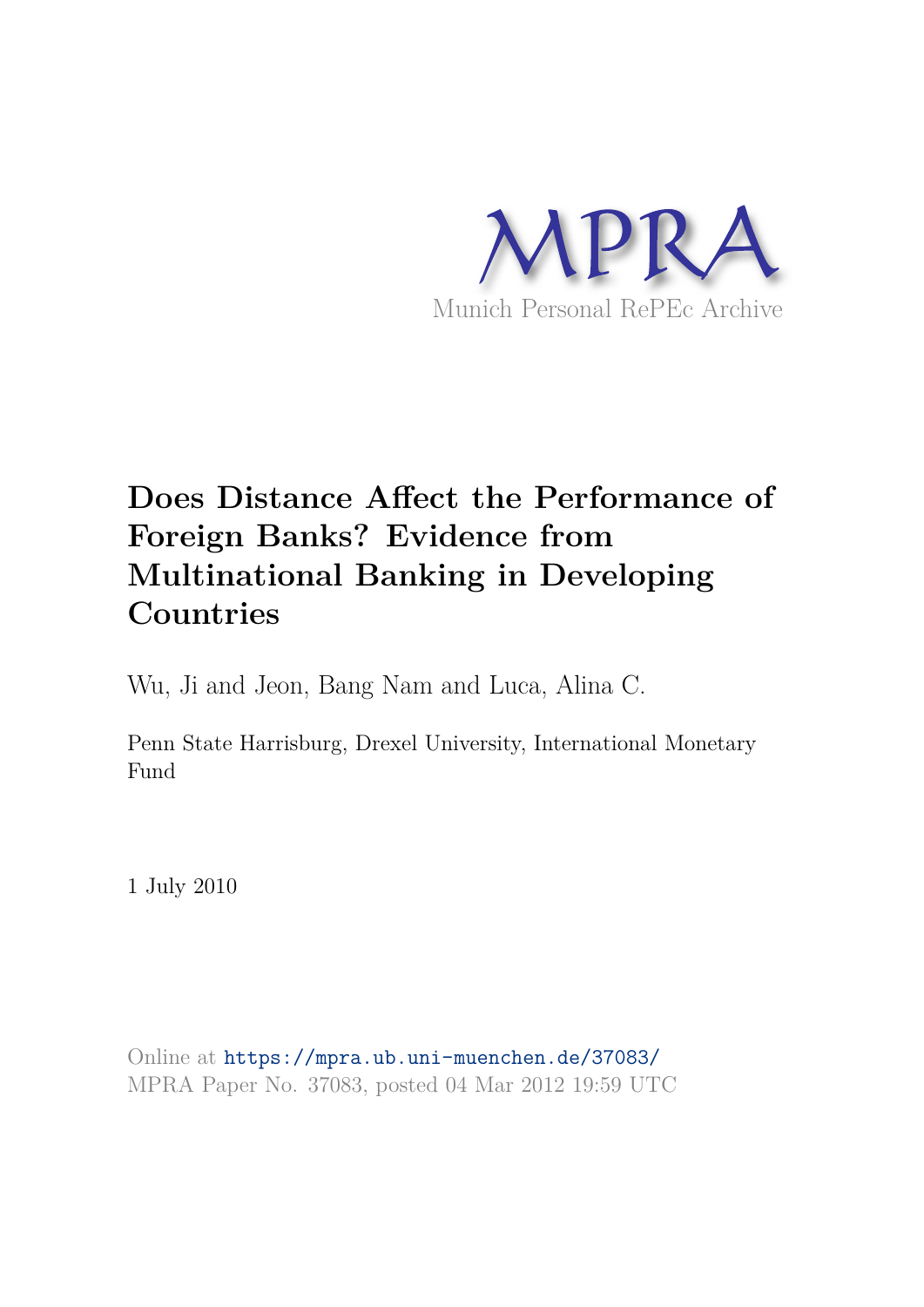# Munich Personal RePEc Archive

# Does Distance Affect the Performance of Foreign Banks? Evidence from Multinational Banking in Developing Countries

Wu, Ji and Jeon, Bang Nam and Luca, Alina C.

Penn State Harrisburg, Drexel University, International Monetary Fund

1 July 2010

Online at https://mpra.ub.uni-muenchen.de/37083/
MPRA Paper No. 37083, posted 04 Mar 2012 19:59 UTC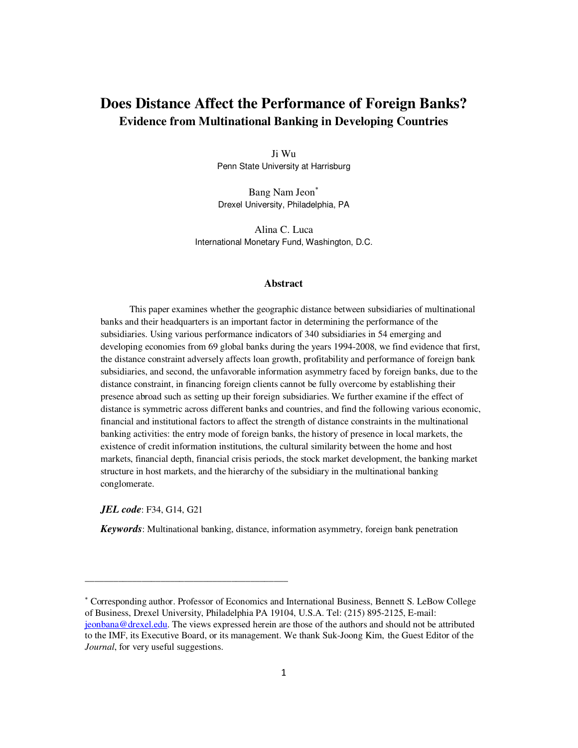# Does Distance Affect the Performance of Foreign Banks?

## Evidence from Multinational Banking in Developing Countries

Ji Wu
Penn State University at Harrisburg

Bang Nam Jeon[*]
Drexel University, Philadelphia, PA

Alina C. Luca
International Monetary Fund, Washington, D.C.

### Abstract

This paper examines whether the geographic distance between subsidiaries of multinational banks and their headquarters is an important factor in determining the performance of the subsidiaries. Using various performance indicators of 340 subsidiaries in 54 emerging and developing economies from 69 global banks during the years 1994-2008, we find evidence that first, the distance constraint adversely affects loan growth, profitability and performance of foreign bank subsidiaries, and second, the unfavorable information asymmetry faced by foreign banks, due to the distance constraint, in financing foreign clients cannot be fully overcome by establishing their presence abroad such as setting up their foreign subsidiaries. We further examine if the effect of distance is symmetric across different banks and countries, and find the following various economic, financial and institutional factors to affect the strength of distance constraints in the multinational banking activities: the entry mode of foreign banks, the history of presence in local markets, the existence of credit information institutions, the cultural similarity between the home and host markets, financial depth, financial crisis periods, the stock market development, the banking market structure in host markets, and the hierarchy of the subsidiary in the multinational banking conglomerate.

***JEL code***: F34, G14, G21

***Keywords***: Multinational banking, distance, information asymmetry, foreign bank penetration

---

[*] Corresponding author. Professor of Economics and International Business, Bennett S. LeBow College of Business, Drexel University, Philadelphia PA 19104, U.S.A. Tel: (215) 895-2125, E-mail: jeonbana@drexel.edu. The views expressed herein are those of the authors and should not be attributed to the IMF, its Executive Board, or its management. We thank Suk-Joong Kim, the Guest Editor of the *Journal*, for very useful suggestions.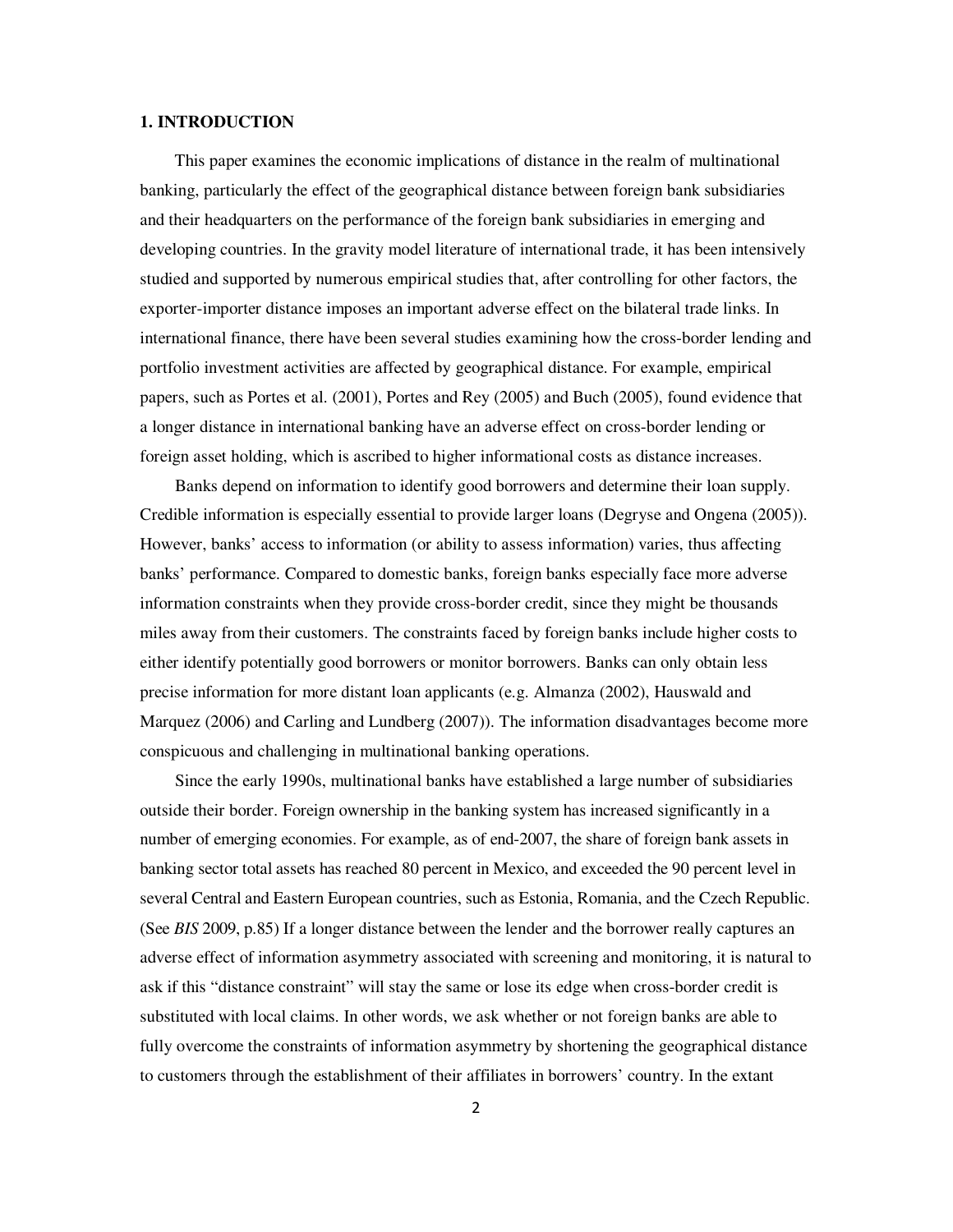# 1. INTRODUCTION

This paper examines the economic implications of distance in the realm of multinational banking, particularly the effect of the geographical distance between foreign bank subsidiaries and their headquarters on the performance of the foreign bank subsidiaries in emerging and developing countries. In the gravity model literature of international trade, it has been intensively studied and supported by numerous empirical studies that, after controlling for other factors, the exporter-importer distance imposes an important adverse effect on the bilateral trade links. In international finance, there have been several studies examining how the cross-border lending and portfolio investment activities are affected by geographical distance. For example, empirical papers, such as Portes et al. (2001), Portes and Rey (2005) and Buch (2005), found evidence that a longer distance in international banking have an adverse effect on cross-border lending or foreign asset holding, which is ascribed to higher informational costs as distance increases.

Banks depend on information to identify good borrowers and determine their loan supply. Credible information is especially essential to provide larger loans (Degryse and Ongena (2005)). However, banks' access to information (or ability to assess information) varies, thus affecting banks' performance. Compared to domestic banks, foreign banks especially face more adverse information constraints when they provide cross-border credit, since they might be thousands miles away from their customers. The constraints faced by foreign banks include higher costs to either identify potentially good borrowers or monitor borrowers. Banks can only obtain less precise information for more distant loan applicants (e.g. Almanza (2002), Hauswald and Marquez (2006) and Carling and Lundberg (2007)). The information disadvantages become more conspicuous and challenging in multinational banking operations.

Since the early 1990s, multinational banks have established a large number of subsidiaries outside their border. Foreign ownership in the banking system has increased significantly in a number of emerging economies. For example, as of end-2007, the share of foreign bank assets in banking sector total assets has reached 80 percent in Mexico, and exceeded the 90 percent level in several Central and Eastern European countries, such as Estonia, Romania, and the Czech Republic. (See *BIS* 2009, p.85) If a longer distance between the lender and the borrower really captures an adverse effect of information asymmetry associated with screening and monitoring, it is natural to ask if this "distance constraint" will stay the same or lose its edge when cross-border credit is substituted with local claims. In other words, we ask whether or not foreign banks are able to fully overcome the constraints of information asymmetry by shortening the geographical distance to customers through the establishment of their affiliates in borrowers' country. In the extant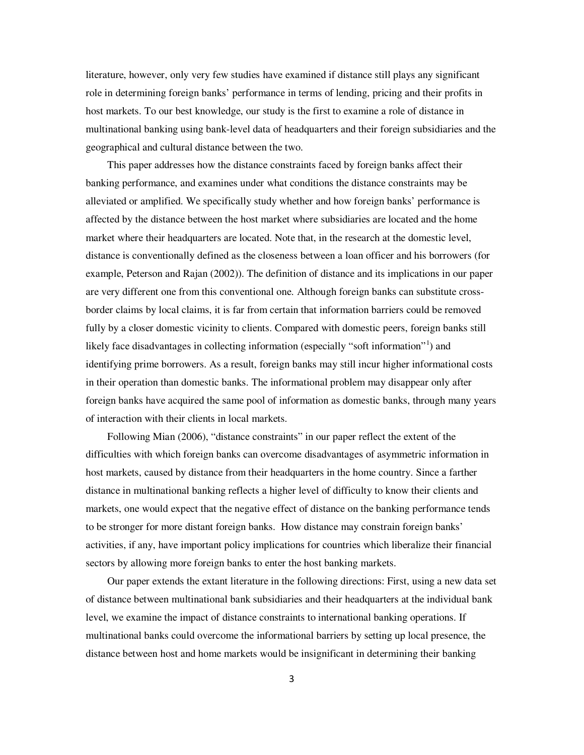literature, however, only very few studies have examined if distance still plays any significant role in determining foreign banks' performance in terms of lending, pricing and their profits in host markets. To our best knowledge, our study is the first to examine a role of distance in multinational banking using bank-level data of headquarters and their foreign subsidiaries and the geographical and cultural distance between the two.

This paper addresses how the distance constraints faced by foreign banks affect their banking performance, and examines under what conditions the distance constraints may be alleviated or amplified. We specifically study whether and how foreign banks' performance is affected by the distance between the host market where subsidiaries are located and the home market where their headquarters are located. Note that, in the research at the domestic level, distance is conventionally defined as the closeness between a loan officer and his borrowers (for example, Peterson and Rajan (2002)). The definition of distance and its implications in our paper are very different one from this conventional one. Although foreign banks can substitute cross-border claims by local claims, it is far from certain that information barriers could be removed fully by a closer domestic vicinity to clients. Compared with domestic peers, foreign banks still likely face disadvantages in collecting information (especially "soft information"[1]) and identifying prime borrowers. As a result, foreign banks may still incur higher informational costs in their operation than domestic banks. The informational problem may disappear only after foreign banks have acquired the same pool of information as domestic banks, through many years of interaction with their clients in local markets.

Following Mian (2006), "distance constraints" in our paper reflect the extent of the difficulties with which foreign banks can overcome disadvantages of asymmetric information in host markets, caused by distance from their headquarters in the home country. Since a farther distance in multinational banking reflects a higher level of difficulty to know their clients and markets, one would expect that the negative effect of distance on the banking performance tends to be stronger for more distant foreign banks. How distance may constrain foreign banks' activities, if any, have important policy implications for countries which liberalize their financial sectors by allowing more foreign banks to enter the host banking markets.

Our paper extends the extant literature in the following directions: First, using a new data set of distance between multinational bank subsidiaries and their headquarters at the individual bank level, we examine the impact of distance constraints to international banking operations. If multinational banks could overcome the informational barriers by setting up local presence, the distance between host and home markets would be insignificant in determining their banking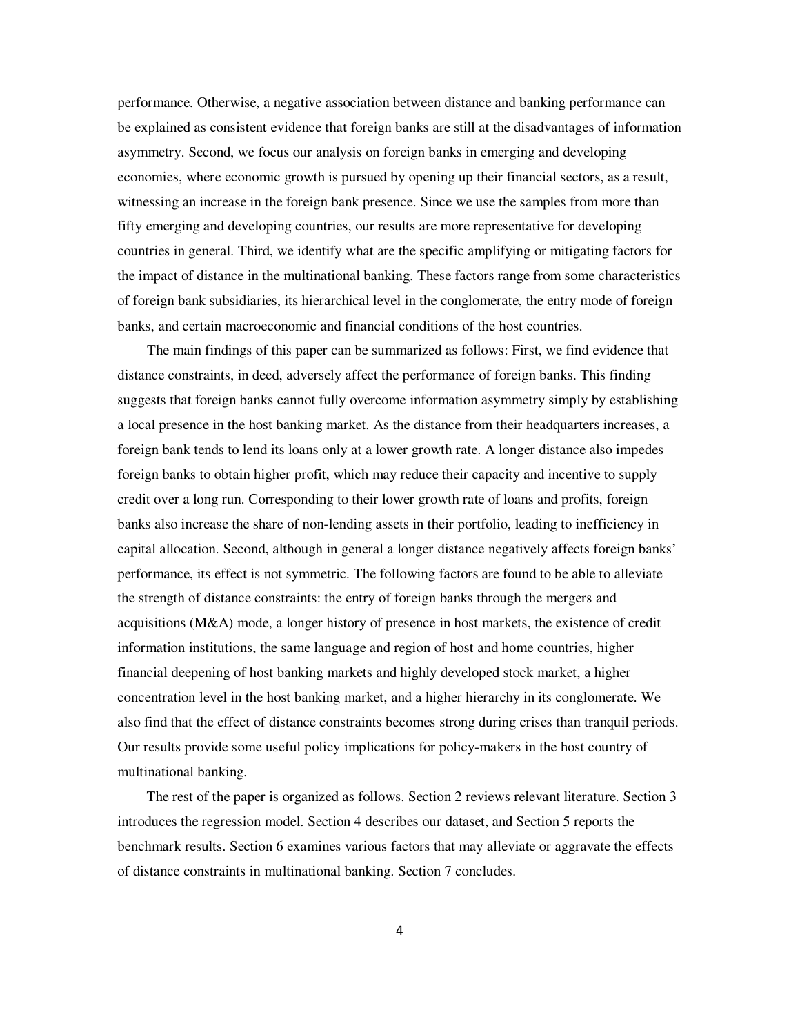performance. Otherwise, a negative association between distance and banking performance can be explained as consistent evidence that foreign banks are still at the disadvantages of information asymmetry. Second, we focus our analysis on foreign banks in emerging and developing economies, where economic growth is pursued by opening up their financial sectors, as a result, witnessing an increase in the foreign bank presence. Since we use the samples from more than fifty emerging and developing countries, our results are more representative for developing countries in general. Third, we identify what are the specific amplifying or mitigating factors for the impact of distance in the multinational banking. These factors range from some characteristics of foreign bank subsidiaries, its hierarchical level in the conglomerate, the entry mode of foreign banks, and certain macroeconomic and financial conditions of the host countries.

The main findings of this paper can be summarized as follows: First, we find evidence that distance constraints, in deed, adversely affect the performance of foreign banks. This finding suggests that foreign banks cannot fully overcome information asymmetry simply by establishing a local presence in the host banking market. As the distance from their headquarters increases, a foreign bank tends to lend its loans only at a lower growth rate. A longer distance also impedes foreign banks to obtain higher profit, which may reduce their capacity and incentive to supply credit over a long run. Corresponding to their lower growth rate of loans and profits, foreign banks also increase the share of non-lending assets in their portfolio, leading to inefficiency in capital allocation. Second, although in general a longer distance negatively affects foreign banks' performance, its effect is not symmetric. The following factors are found to be able to alleviate the strength of distance constraints: the entry of foreign banks through the mergers and acquisitions (M&A) mode, a longer history of presence in host markets, the existence of credit information institutions, the same language and region of host and home countries, higher financial deepening of host banking markets and highly developed stock market, a higher concentration level in the host banking market, and a higher hierarchy in its conglomerate. We also find that the effect of distance constraints becomes strong during crises than tranquil periods. Our results provide some useful policy implications for policy-makers in the host country of multinational banking.

The rest of the paper is organized as follows. Section 2 reviews relevant literature. Section 3 introduces the regression model. Section 4 describes our dataset, and Section 5 reports the benchmark results. Section 6 examines various factors that may alleviate or aggravate the effects of distance constraints in multinational banking. Section 7 concludes.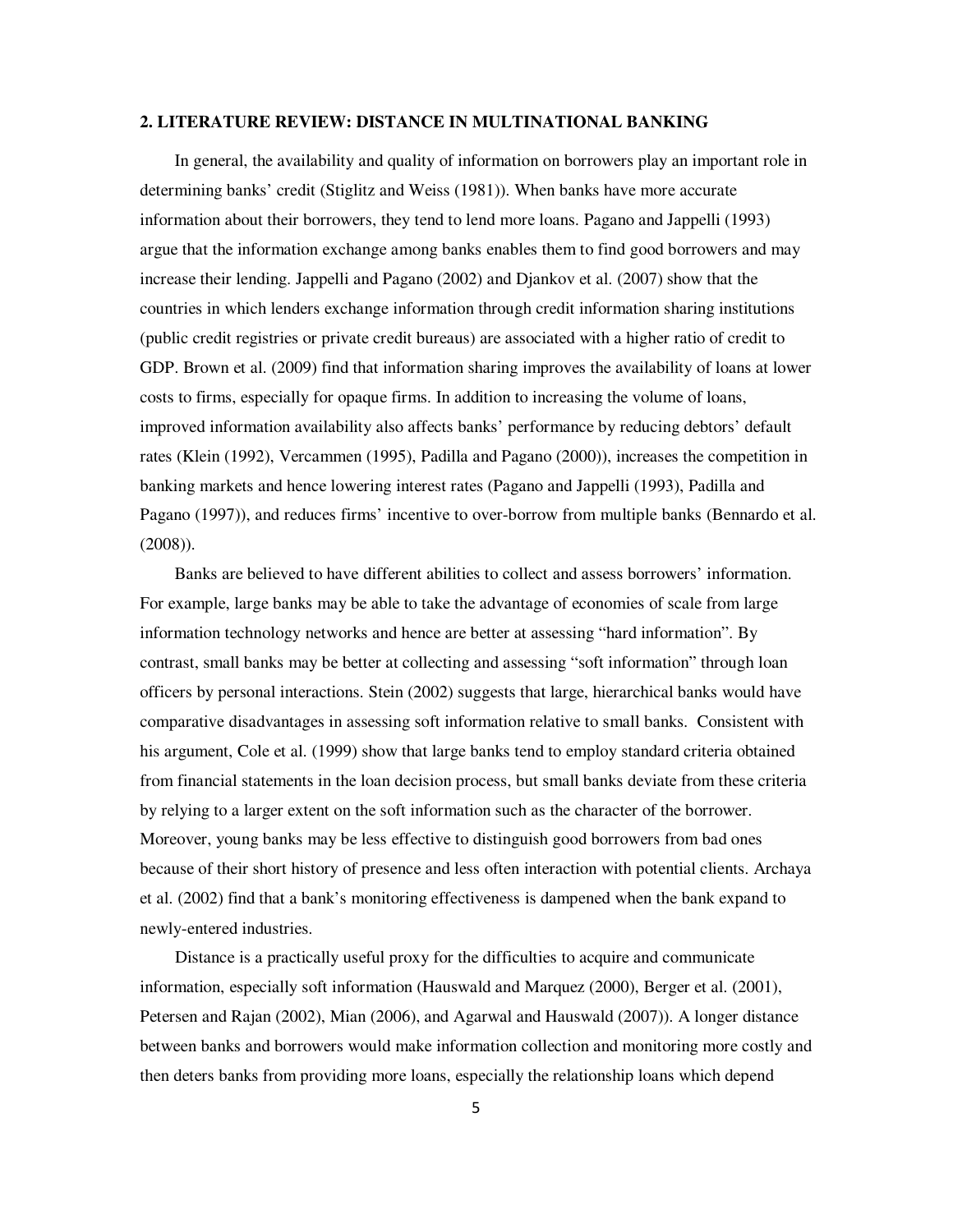## 2. LITERATURE REVIEW: DISTANCE IN MULTINATIONAL BANKING

In general, the availability and quality of information on borrowers play an important role in determining banks' credit (Stiglitz and Weiss (1981)). When banks have more accurate information about their borrowers, they tend to lend more loans. Pagano and Jappelli (1993) argue that the information exchange among banks enables them to find good borrowers and may increase their lending. Jappelli and Pagano (2002) and Djankov et al. (2007) show that the countries in which lenders exchange information through credit information sharing institutions (public credit registries or private credit bureaus) are associated with a higher ratio of credit to GDP. Brown et al. (2009) find that information sharing improves the availability of loans at lower costs to firms, especially for opaque firms. In addition to increasing the volume of loans, improved information availability also affects banks' performance by reducing debtors' default rates (Klein (1992), Vercammen (1995), Padilla and Pagano (2000)), increases the competition in banking markets and hence lowering interest rates (Pagano and Jappelli (1993), Padilla and Pagano (1997)), and reduces firms' incentive to over-borrow from multiple banks (Bennardo et al. (2008)).

Banks are believed to have different abilities to collect and assess borrowers' information. For example, large banks may be able to take the advantage of economies of scale from large information technology networks and hence are better at assessing "hard information". By contrast, small banks may be better at collecting and assessing "soft information" through loan officers by personal interactions. Stein (2002) suggests that large, hierarchical banks would have comparative disadvantages in assessing soft information relative to small banks. Consistent with his argument, Cole et al. (1999) show that large banks tend to employ standard criteria obtained from financial statements in the loan decision process, but small banks deviate from these criteria by relying to a larger extent on the soft information such as the character of the borrower. Moreover, young banks may be less effective to distinguish good borrowers from bad ones because of their short history of presence and less often interaction with potential clients. Archaya et al. (2002) find that a bank's monitoring effectiveness is dampened when the bank expand to newly-entered industries.

Distance is a practically useful proxy for the difficulties to acquire and communicate information, especially soft information (Hauswald and Marquez (2000), Berger et al. (2001), Petersen and Rajan (2002), Mian (2006), and Agarwal and Hauswald (2007)). A longer distance between banks and borrowers would make information collection and monitoring more costly and then deters banks from providing more loans, especially the relationship loans which depend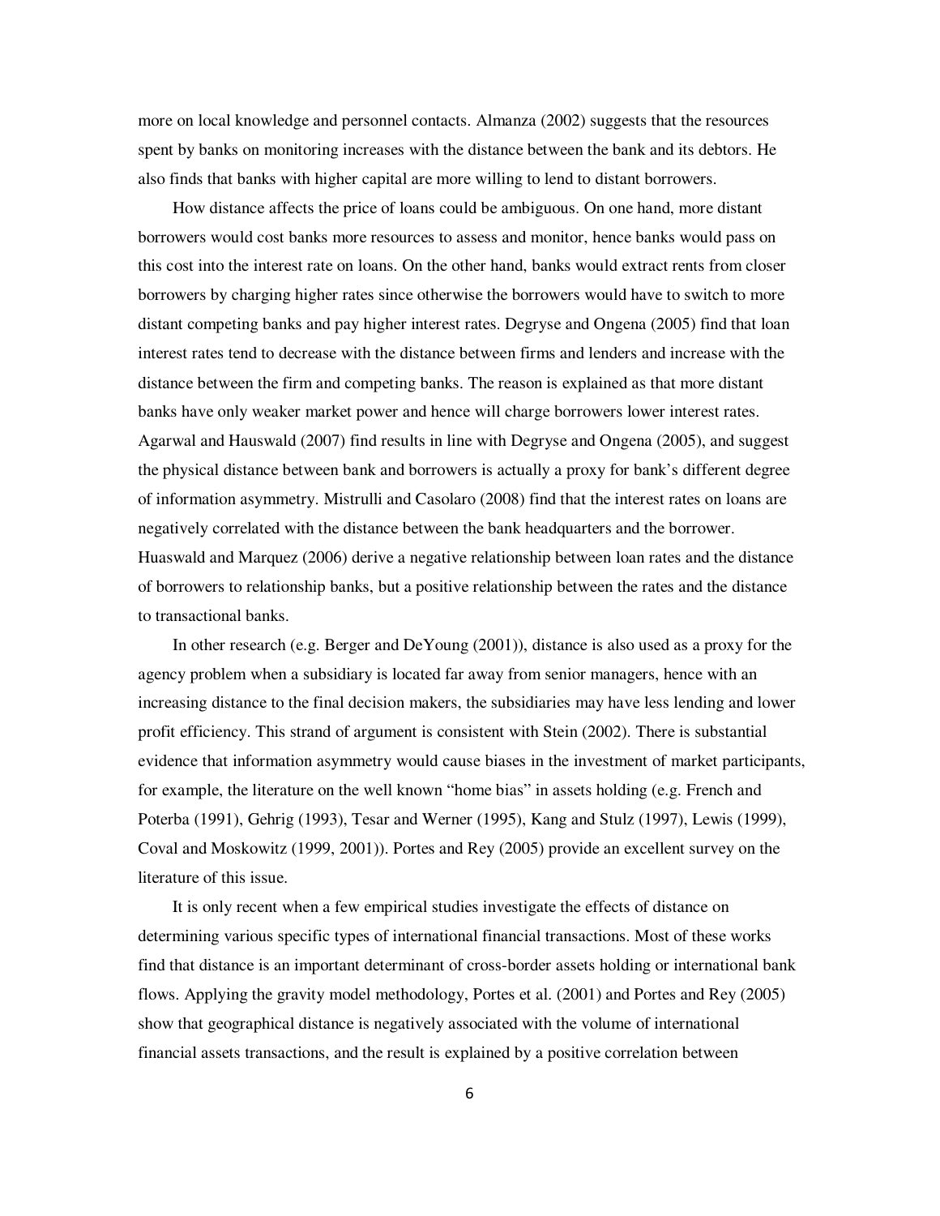more on local knowledge and personnel contacts. Almanza (2002) suggests that the resources spent by banks on monitoring increases with the distance between the bank and its debtors. He also finds that banks with higher capital are more willing to lend to distant borrowers.

How distance affects the price of loans could be ambiguous. On one hand, more distant borrowers would cost banks more resources to assess and monitor, hence banks would pass on this cost into the interest rate on loans. On the other hand, banks would extract rents from closer borrowers by charging higher rates since otherwise the borrowers would have to switch to more distant competing banks and pay higher interest rates. Degryse and Ongena (2005) find that loan interest rates tend to decrease with the distance between firms and lenders and increase with the distance between the firm and competing banks. The reason is explained as that more distant banks have only weaker market power and hence will charge borrowers lower interest rates. Agarwal and Hauswald (2007) find results in line with Degryse and Ongena (2005), and suggest the physical distance between bank and borrowers is actually a proxy for bank's different degree of information asymmetry. Mistrulli and Casolaro (2008) find that the interest rates on loans are negatively correlated with the distance between the bank headquarters and the borrower. Huaswald and Marquez (2006) derive a negative relationship between loan rates and the distance of borrowers to relationship banks, but a positive relationship between the rates and the distance to transactional banks.

In other research (e.g. Berger and DeYoung (2001)), distance is also used as a proxy for the agency problem when a subsidiary is located far away from senior managers, hence with an increasing distance to the final decision makers, the subsidiaries may have less lending and lower profit efficiency. This strand of argument is consistent with Stein (2002). There is substantial evidence that information asymmetry would cause biases in the investment of market participants, for example, the literature on the well known "home bias" in assets holding (e.g. French and Poterba (1991), Gehrig (1993), Tesar and Werner (1995), Kang and Stulz (1997), Lewis (1999), Coval and Moskowitz (1999, 2001)). Portes and Rey (2005) provide an excellent survey on the literature of this issue.

It is only recent when a few empirical studies investigate the effects of distance on determining various specific types of international financial transactions. Most of these works find that distance is an important determinant of cross-border assets holding or international bank flows. Applying the gravity model methodology, Portes et al. (2001) and Portes and Rey (2005) show that geographical distance is negatively associated with the volume of international financial assets transactions, and the result is explained by a positive correlation between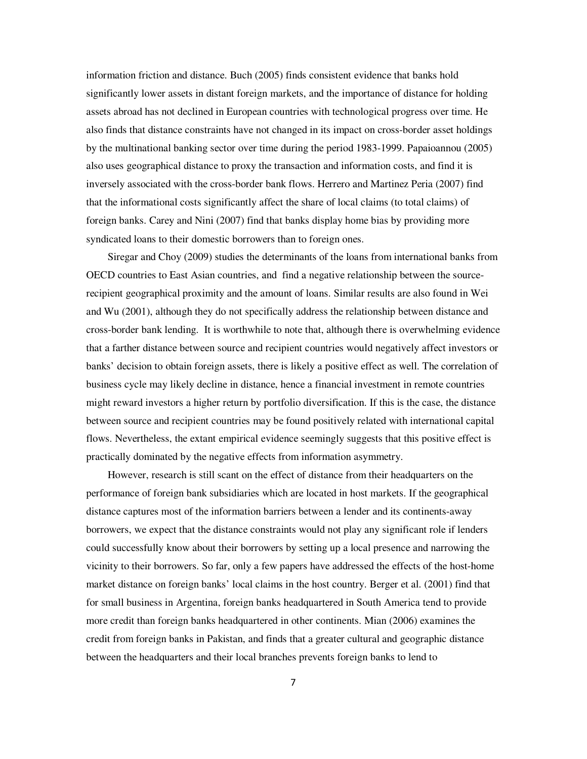information friction and distance. Buch (2005) finds consistent evidence that banks hold significantly lower assets in distant foreign markets, and the importance of distance for holding assets abroad has not declined in European countries with technological progress over time. He also finds that distance constraints have not changed in its impact on cross-border asset holdings by the multinational banking sector over time during the period 1983-1999. Papaioannou (2005) also uses geographical distance to proxy the transaction and information costs, and find it is inversely associated with the cross-border bank flows. Herrero and Martinez Peria (2007) find that the informational costs significantly affect the share of local claims (to total claims) of foreign banks. Carey and Nini (2007) find that banks display home bias by providing more syndicated loans to their domestic borrowers than to foreign ones.

Siregar and Choy (2009) studies the determinants of the loans from international banks from OECD countries to East Asian countries, and find a negative relationship between the source-recipient geographical proximity and the amount of loans. Similar results are also found in Wei and Wu (2001), although they do not specifically address the relationship between distance and cross-border bank lending. It is worthwhile to note that, although there is overwhelming evidence that a farther distance between source and recipient countries would negatively affect investors or banks' decision to obtain foreign assets, there is likely a positive effect as well. The correlation of business cycle may likely decline in distance, hence a financial investment in remote countries might reward investors a higher return by portfolio diversification. If this is the case, the distance between source and recipient countries may be found positively related with international capital flows. Nevertheless, the extant empirical evidence seemingly suggests that this positive effect is practically dominated by the negative effects from information asymmetry.

However, research is still scant on the effect of distance from their headquarters on the performance of foreign bank subsidiaries which are located in host markets. If the geographical distance captures most of the information barriers between a lender and its continents-away borrowers, we expect that the distance constraints would not play any significant role if lenders could successfully know about their borrowers by setting up a local presence and narrowing the vicinity to their borrowers. So far, only a few papers have addressed the effects of the host-home market distance on foreign banks' local claims in the host country. Berger et al. (2001) find that for small business in Argentina, foreign banks headquartered in South America tend to provide more credit than foreign banks headquartered in other continents. Mian (2006) examines the credit from foreign banks in Pakistan, and finds that a greater cultural and geographic distance between the headquarters and their local branches prevents foreign banks to lend to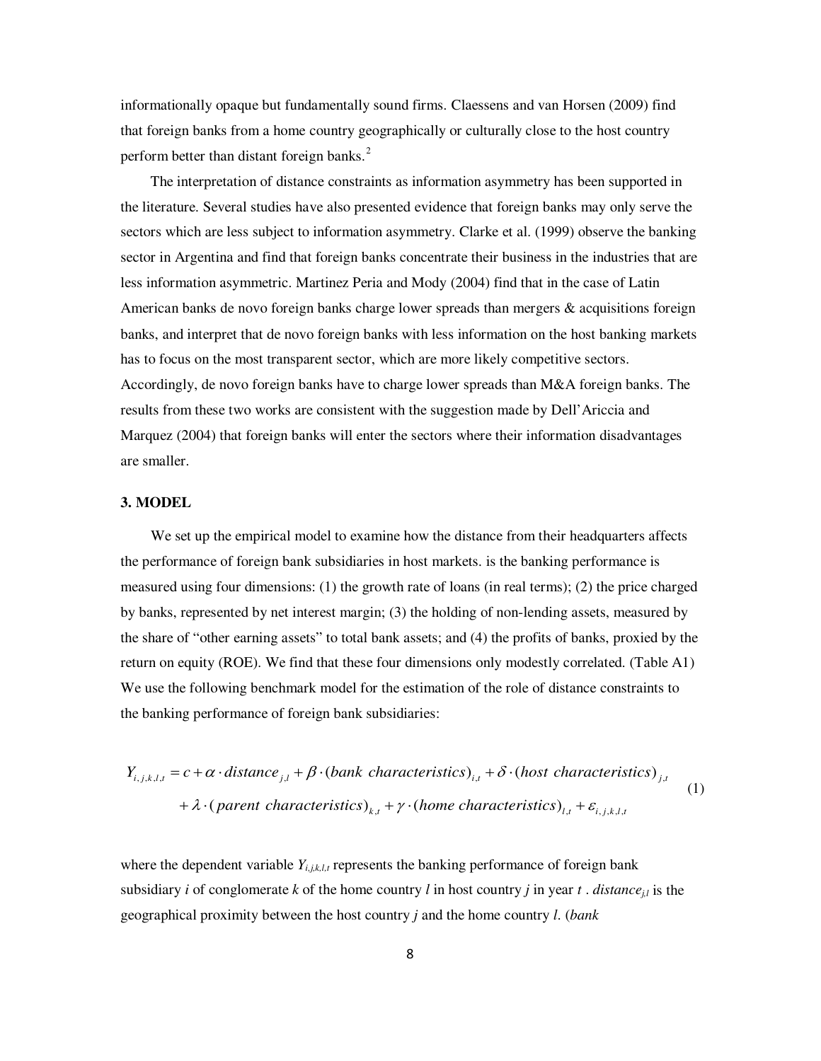informationally opaque but fundamentally sound firms. Claessens and van Horsen (2009) find that foreign banks from a home country geographically or culturally close to the host country perform better than distant foreign banks.[2]

The interpretation of distance constraints as information asymmetry has been supported in the literature. Several studies have also presented evidence that foreign banks may only serve the sectors which are less subject to information asymmetry. Clarke et al. (1999) observe the banking sector in Argentina and find that foreign banks concentrate their business in the industries that are less information asymmetric. Martinez Peria and Mody (2004) find that in the case of Latin American banks de novo foreign banks charge lower spreads than mergers & acquisitions foreign banks, and interpret that de novo foreign banks with less information on the host banking markets has to focus on the most transparent sector, which are more likely competitive sectors. Accordingly, de novo foreign banks have to charge lower spreads than M&A foreign banks. The results from these two works are consistent with the suggestion made by Dell'Ariccia and Marquez (2004) that foreign banks will enter the sectors where their information disadvantages are smaller.

### 3. MODEL

We set up the empirical model to examine how the distance from their headquarters affects the performance of foreign bank subsidiaries in host markets. is the banking performance is measured using four dimensions: (1) the growth rate of loans (in real terms); (2) the price charged by banks, represented by net interest margin; (3) the holding of non-lending assets, measured by the share of "other earning assets" to total bank assets; and (4) the profits of banks, proxied by the return on equity (ROE). We find that these four dimensions only modestly correlated. (Table A1) We use the following benchmark model for the estimation of the role of distance constraints to the banking performance of foreign bank subsidiaries:

$$Y_{i,j,k,l,t} = c + \alpha \cdot distance_{j,l} + \beta \cdot (bank\ characteristics)_{i,t} + \delta \cdot (host\ characteristics)_{j,t} + \lambda \cdot (parent\ characteristics)_{k,t} + \gamma \cdot (home\ characteristics)_{l,t} + \varepsilon_{i,j,k,l,t} \tag{1}$$

where the dependent variable $Y_{i,j,k,l,t}$ represents the banking performance of foreign bank subsidiary $i$ of conglomerate $k$ of the home country $l$ in host country $j$ in year $t$ . $distance_{j,l}$ is the geographical proximity between the host country $j$ and the home country $l$. (*bank*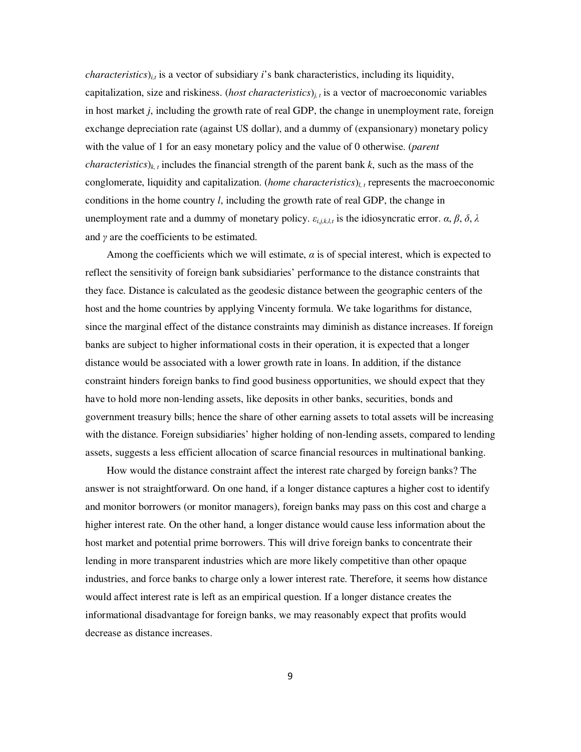*characteristics*$)_{i,t}$ is a vector of subsidiary $i$'s bank characteristics, including its liquidity, capitalization, size and riskiness. (*host characteristics*$)_{j,t}$ is a vector of macroeconomic variables in host market $j$, including the growth rate of real GDP, the change in unemployment rate, foreign exchange depreciation rate (against US dollar), and a dummy of (expansionary) monetary policy with the value of 1 for an easy monetary policy and the value of 0 otherwise. (*parent characteristics*$)_{k,t}$ includes the financial strength of the parent bank $k$, such as the mass of the conglomerate, liquidity and capitalization. (*home characteristics*$)_{l,t}$ represents the macroeconomic conditions in the home country $l$, including the growth rate of real GDP, the change in unemployment rate and a dummy of monetary policy. $\varepsilon_{i,j,k,l,t}$ is the idiosyncratic error. $\alpha$, $\beta$, $\delta$, $\lambda$ and $\gamma$ are the coefficients to be estimated.

Among the coefficients which we will estimate, $\alpha$ is of special interest, which is expected to reflect the sensitivity of foreign bank subsidiaries' performance to the distance constraints that they face. Distance is calculated as the geodesic distance between the geographic centers of the host and the home countries by applying Vincenty formula. We take logarithms for distance, since the marginal effect of the distance constraints may diminish as distance increases. If foreign banks are subject to higher informational costs in their operation, it is expected that a longer distance would be associated with a lower growth rate in loans. In addition, if the distance constraint hinders foreign banks to find good business opportunities, we should expect that they have to hold more non-lending assets, like deposits in other banks, securities, bonds and government treasury bills; hence the share of other earning assets to total assets will be increasing with the distance. Foreign subsidiaries' higher holding of non-lending assets, compared to lending assets, suggests a less efficient allocation of scarce financial resources in multinational banking.

How would the distance constraint affect the interest rate charged by foreign banks? The answer is not straightforward. On one hand, if a longer distance captures a higher cost to identify and monitor borrowers (or monitor managers), foreign banks may pass on this cost and charge a higher interest rate. On the other hand, a longer distance would cause less information about the host market and potential prime borrowers. This will drive foreign banks to concentrate their lending in more transparent industries which are more likely competitive than other opaque industries, and force banks to charge only a lower interest rate. Therefore, it seems how distance would affect interest rate is left as an empirical question. If a longer distance creates the informational disadvantage for foreign banks, we may reasonably expect that profits would decrease as distance increases.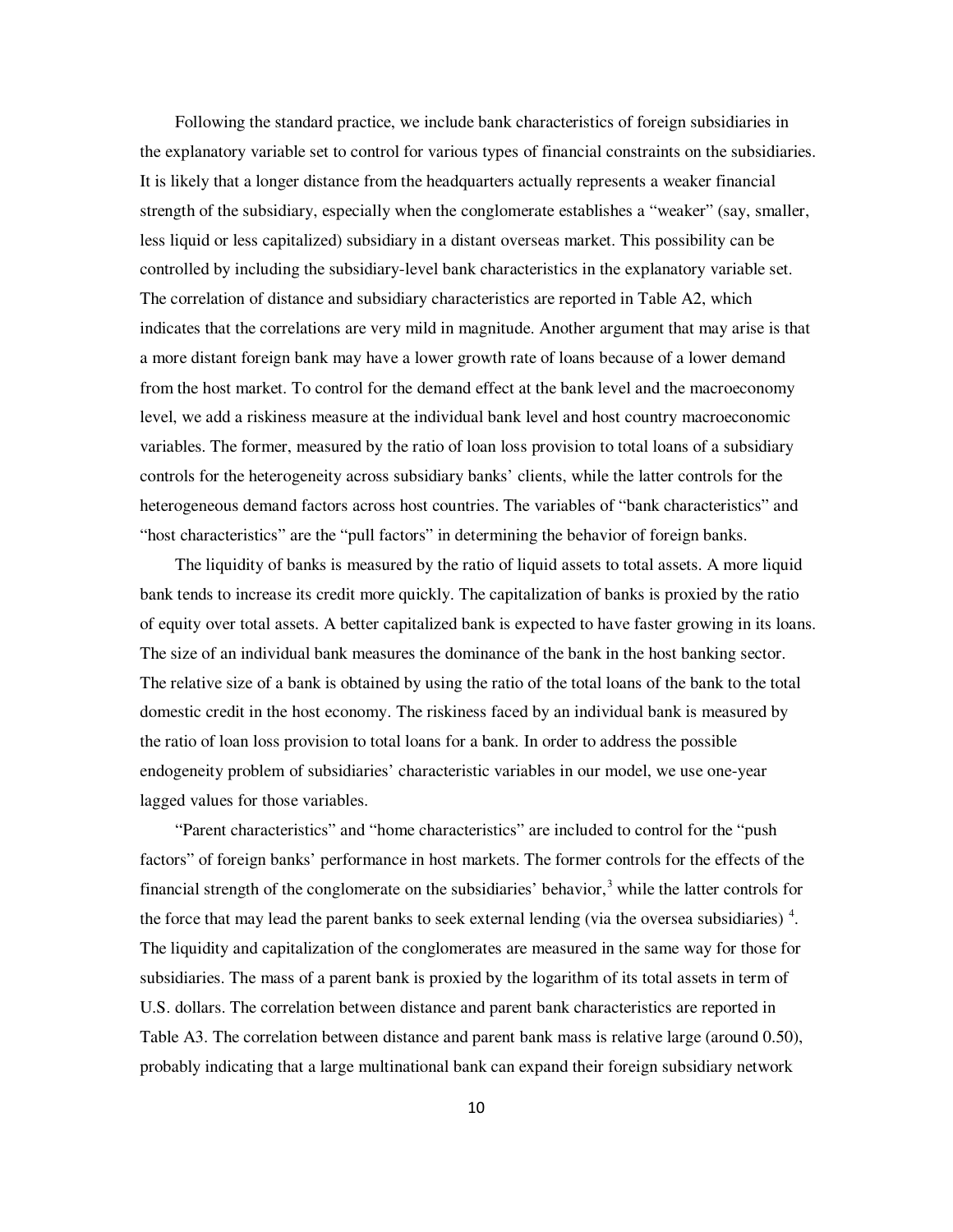Following the standard practice, we include bank characteristics of foreign subsidiaries in the explanatory variable set to control for various types of financial constraints on the subsidiaries. It is likely that a longer distance from the headquarters actually represents a weaker financial strength of the subsidiary, especially when the conglomerate establishes a "weaker" (say, smaller, less liquid or less capitalized) subsidiary in a distant overseas market. This possibility can be controlled by including the subsidiary-level bank characteristics in the explanatory variable set. The correlation of distance and subsidiary characteristics are reported in Table A2, which indicates that the correlations are very mild in magnitude. Another argument that may arise is that a more distant foreign bank may have a lower growth rate of loans because of a lower demand from the host market. To control for the demand effect at the bank level and the macroeconomy level, we add a riskiness measure at the individual bank level and host country macroeconomic variables. The former, measured by the ratio of loan loss provision to total loans of a subsidiary controls for the heterogeneity across subsidiary banks' clients, while the latter controls for the heterogeneous demand factors across host countries. The variables of "bank characteristics" and "host characteristics" are the "pull factors" in determining the behavior of foreign banks.

The liquidity of banks is measured by the ratio of liquid assets to total assets. A more liquid bank tends to increase its credit more quickly. The capitalization of banks is proxied by the ratio of equity over total assets. A better capitalized bank is expected to have faster growing in its loans. The size of an individual bank measures the dominance of the bank in the host banking sector. The relative size of a bank is obtained by using the ratio of the total loans of the bank to the total domestic credit in the host economy. The riskiness faced by an individual bank is measured by the ratio of loan loss provision to total loans for a bank. In order to address the possible endogeneity problem of subsidiaries' characteristic variables in our model, we use one-year lagged values for those variables.

"Parent characteristics" and "home characteristics" are included to control for the "push factors" of foreign banks' performance in host markets. The former controls for the effects of the financial strength of the conglomerate on the subsidiaries' behavior,[3] while the latter controls for the force that may lead the parent banks to seek external lending (via the oversea subsidiaries) [4]. The liquidity and capitalization of the conglomerates are measured in the same way for those for subsidiaries. The mass of a parent bank is proxied by the logarithm of its total assets in term of U.S. dollars. The correlation between distance and parent bank characteristics are reported in Table A3. The correlation between distance and parent bank mass is relative large (around 0.50), probably indicating that a large multinational bank can expand their foreign subsidiary network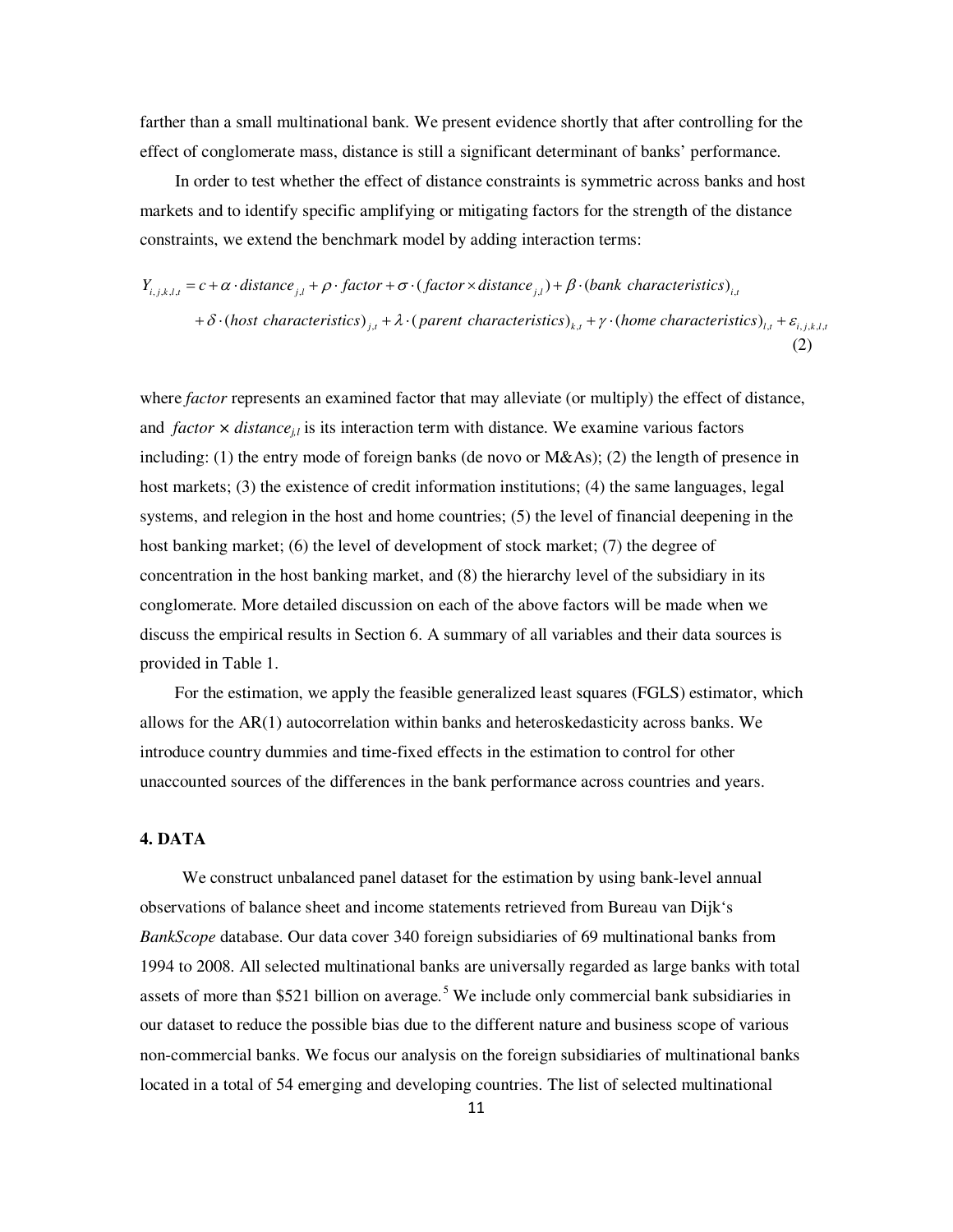farther than a small multinational bank. We present evidence shortly that after controlling for the effect of conglomerate mass, distance is still a significant determinant of banks' performance.

In order to test whether the effect of distance constraints is symmetric across banks and host markets and to identify specific amplifying or mitigating factors for the strength of the distance constraints, we extend the benchmark model by adding interaction terms:

$$Y_{i,j,k,l,t} = c + \alpha \cdot distance_{j,l} + \rho \cdot factor + \sigma \cdot (factor \times distance_{j,l}) + \beta \cdot (bank\ characteristics)_{i,t} + \delta \cdot (host\ characteristics)_{j,t} + \lambda \cdot (parent\ characteristics)_{k,t} + \gamma \cdot (home\ characteristics)_{l,t} + \varepsilon_{i,j,k,l,t} \quad (2)$$

where *factor* represents an examined factor that may alleviate (or multiply) the effect of distance, and $factor \times distance_{j,l}$ is its interaction term with distance. We examine various factors including: (1) the entry mode of foreign banks (de novo or M&As); (2) the length of presence in host markets; (3) the existence of credit information institutions; (4) the same languages, legal systems, and relegion in the host and home countries; (5) the level of financial deepening in the host banking market; (6) the level of development of stock market; (7) the degree of concentration in the host banking market, and (8) the hierarchy level of the subsidiary in its conglomerate. More detailed discussion on each of the above factors will be made when we discuss the empirical results in Section 6. A summary of all variables and their data sources is provided in Table 1.

For the estimation, we apply the feasible generalized least squares (FGLS) estimator, which allows for the AR(1) autocorrelation within banks and heteroskedasticity across banks. We introduce country dummies and time-fixed effects in the estimation to control for other unaccounted sources of the differences in the bank performance across countries and years.

### 4. DATA

We construct unbalanced panel dataset for the estimation by using bank-level annual observations of balance sheet and income statements retrieved from Bureau van Dijk's *BankScope* database. Our data cover 340 foreign subsidiaries of 69 multinational banks from 1994 to 2008. All selected multinational banks are universally regarded as large banks with total assets of more than \$521 billion on average.[5] We include only commercial bank subsidiaries in our dataset to reduce the possible bias due to the different nature and business scope of various non-commercial banks. We focus our analysis on the foreign subsidiaries of multinational banks located in a total of 54 emerging and developing countries. The list of selected multinational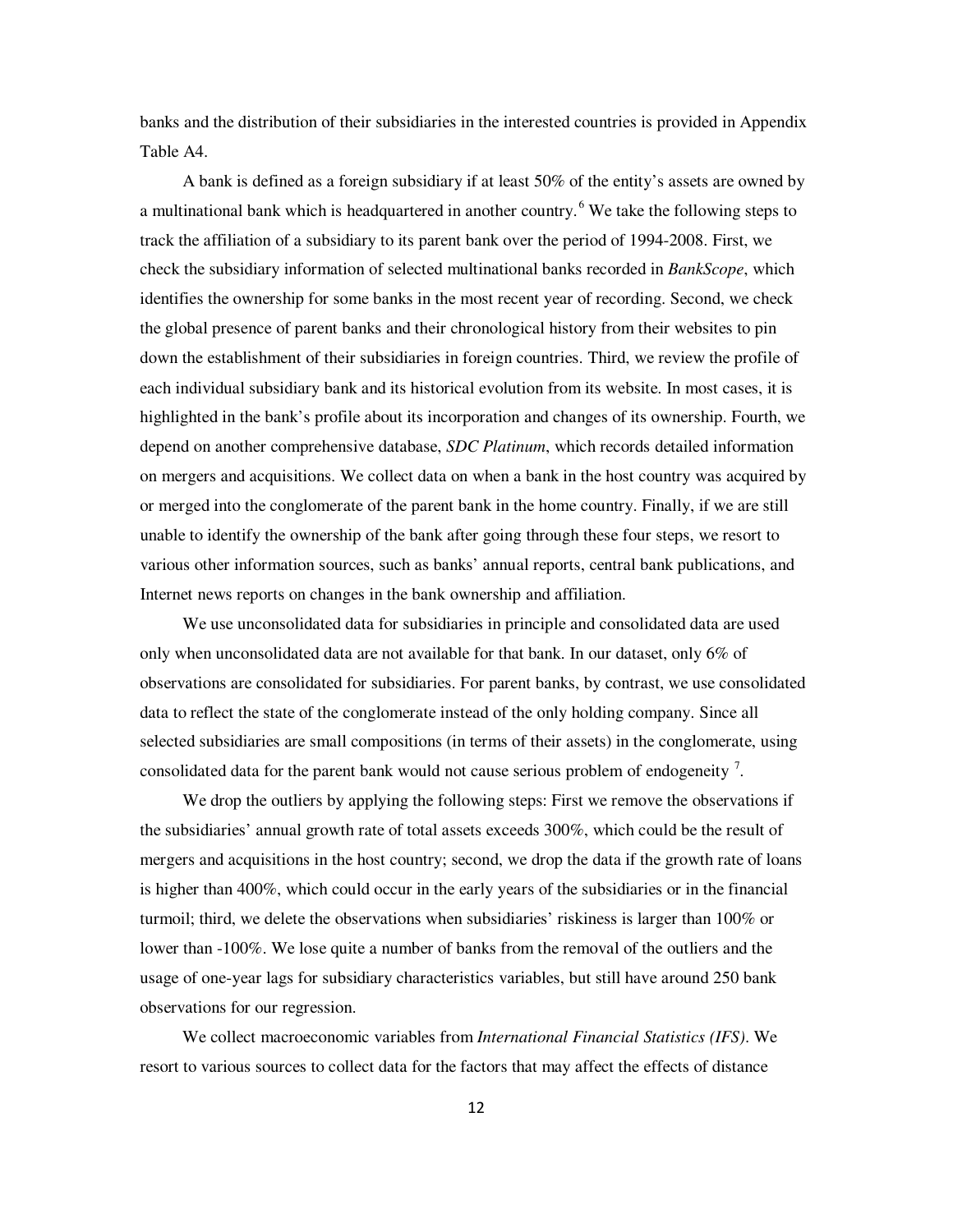banks and the distribution of their subsidiaries in the interested countries is provided in Appendix Table A4.

A bank is defined as a foreign subsidiary if at least 50% of the entity's assets are owned by a multinational bank which is headquartered in another country.[6] We take the following steps to track the affiliation of a subsidiary to its parent bank over the period of 1994-2008. First, we check the subsidiary information of selected multinational banks recorded in *BankScope*, which identifies the ownership for some banks in the most recent year of recording. Second, we check the global presence of parent banks and their chronological history from their websites to pin down the establishment of their subsidiaries in foreign countries. Third, we review the profile of each individual subsidiary bank and its historical evolution from its website. In most cases, it is highlighted in the bank's profile about its incorporation and changes of its ownership. Fourth, we depend on another comprehensive database, *SDC Platinum*, which records detailed information on mergers and acquisitions. We collect data on when a bank in the host country was acquired by or merged into the conglomerate of the parent bank in the home country. Finally, if we are still unable to identify the ownership of the bank after going through these four steps, we resort to various other information sources, such as banks' annual reports, central bank publications, and Internet news reports on changes in the bank ownership and affiliation.

We use unconsolidated data for subsidiaries in principle and consolidated data are used only when unconsolidated data are not available for that bank. In our dataset, only 6% of observations are consolidated for subsidiaries. For parent banks, by contrast, we use consolidated data to reflect the state of the conglomerate instead of the only holding company. Since all selected subsidiaries are small compositions (in terms of their assets) in the conglomerate, using consolidated data for the parent bank would not cause serious problem of endogeneity [7].

We drop the outliers by applying the following steps: First we remove the observations if the subsidiaries' annual growth rate of total assets exceeds 300%, which could be the result of mergers and acquisitions in the host country; second, we drop the data if the growth rate of loans is higher than 400%, which could occur in the early years of the subsidiaries or in the financial turmoil; third, we delete the observations when subsidiaries' riskiness is larger than 100% or lower than -100%. We lose quite a number of banks from the removal of the outliers and the usage of one-year lags for subsidiary characteristics variables, but still have around 250 bank observations for our regression.

We collect macroeconomic variables from *International Financial Statistics (IFS)*. We resort to various sources to collect data for the factors that may affect the effects of distance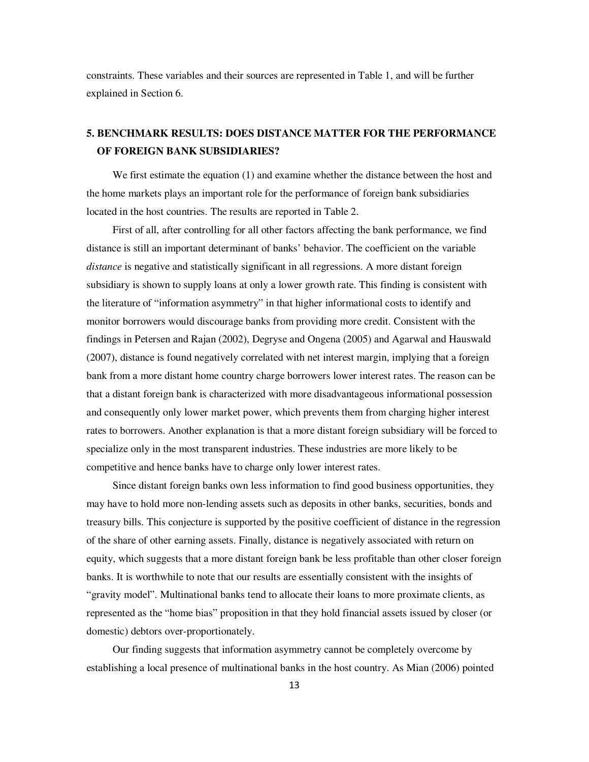constraints. These variables and their sources are represented in Table 1, and will be further explained in Section 6.

## 5. BENCHMARK RESULTS: DOES DISTANCE MATTER FOR THE PERFORMANCE OF FOREIGN BANK SUBSIDIARIES?

We first estimate the equation (1) and examine whether the distance between the host and the home markets plays an important role for the performance of foreign bank subsidiaries located in the host countries. The results are reported in Table 2.

First of all, after controlling for all other factors affecting the bank performance, we find distance is still an important determinant of banks' behavior. The coefficient on the variable *distance* is negative and statistically significant in all regressions. A more distant foreign subsidiary is shown to supply loans at only a lower growth rate. This finding is consistent with the literature of "information asymmetry" in that higher informational costs to identify and monitor borrowers would discourage banks from providing more credit. Consistent with the findings in Petersen and Rajan (2002), Degryse and Ongena (2005) and Agarwal and Hauswald (2007), distance is found negatively correlated with net interest margin, implying that a foreign bank from a more distant home country charge borrowers lower interest rates. The reason can be that a distant foreign bank is characterized with more disadvantageous informational possession and consequently only lower market power, which prevents them from charging higher interest rates to borrowers. Another explanation is that a more distant foreign subsidiary will be forced to specialize only in the most transparent industries. These industries are more likely to be competitive and hence banks have to charge only lower interest rates.

Since distant foreign banks own less information to find good business opportunities, they may have to hold more non-lending assets such as deposits in other banks, securities, bonds and treasury bills. This conjecture is supported by the positive coefficient of distance in the regression of the share of other earning assets. Finally, distance is negatively associated with return on equity, which suggests that a more distant foreign bank be less profitable than other closer foreign banks. It is worthwhile to note that our results are essentially consistent with the insights of "gravity model". Multinational banks tend to allocate their loans to more proximate clients, as represented as the "home bias" proposition in that they hold financial assets issued by closer (or domestic) debtors over-proportionately.

Our finding suggests that information asymmetry cannot be completely overcome by establishing a local presence of multinational banks in the host country. As Mian (2006) pointed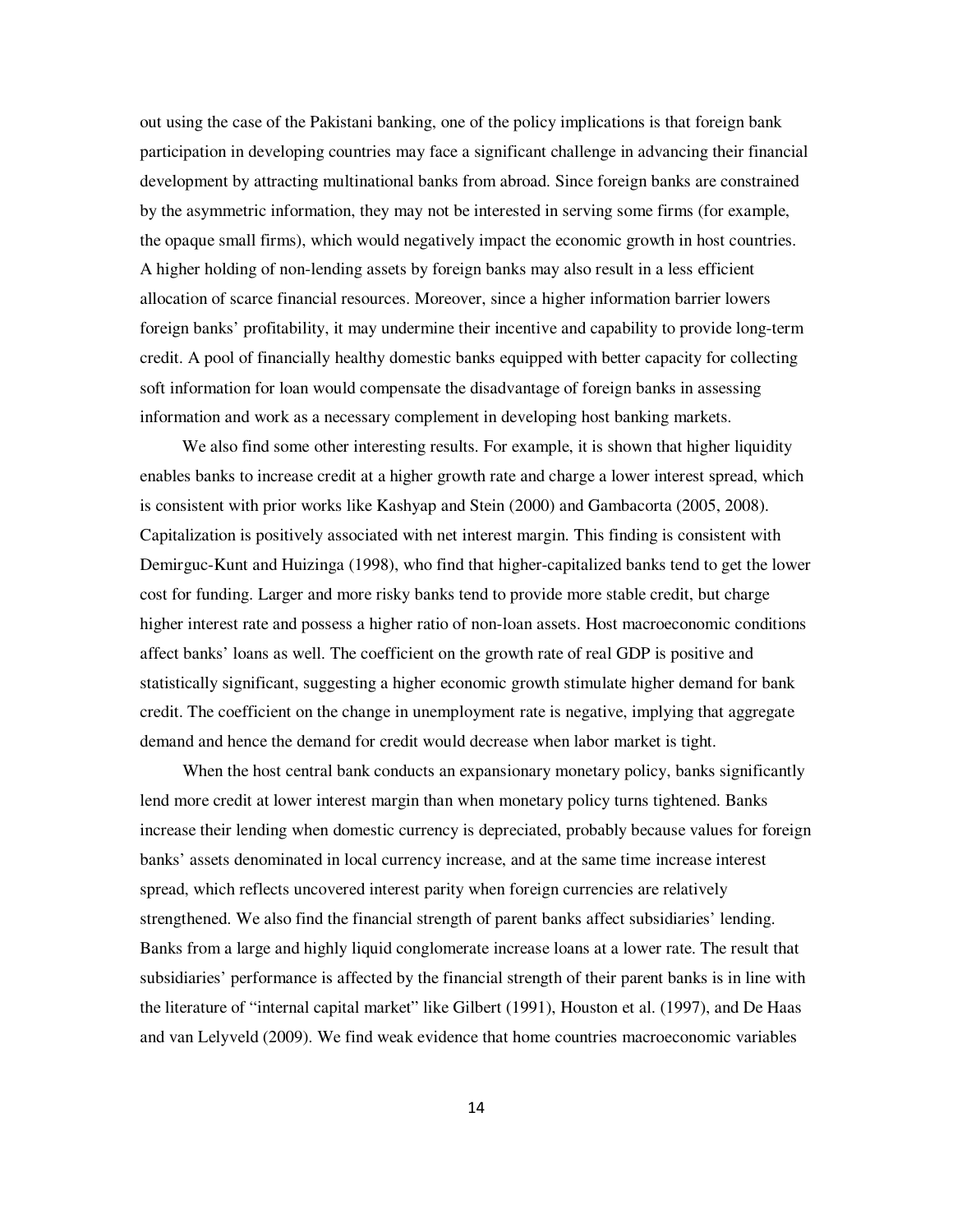out using the case of the Pakistani banking, one of the policy implications is that foreign bank participation in developing countries may face a significant challenge in advancing their financial development by attracting multinational banks from abroad. Since foreign banks are constrained by the asymmetric information, they may not be interested in serving some firms (for example, the opaque small firms), which would negatively impact the economic growth in host countries. A higher holding of non-lending assets by foreign banks may also result in a less efficient allocation of scarce financial resources. Moreover, since a higher information barrier lowers foreign banks' profitability, it may undermine their incentive and capability to provide long-term credit. A pool of financially healthy domestic banks equipped with better capacity for collecting soft information for loan would compensate the disadvantage of foreign banks in assessing information and work as a necessary complement in developing host banking markets.

We also find some other interesting results. For example, it is shown that higher liquidity enables banks to increase credit at a higher growth rate and charge a lower interest spread, which is consistent with prior works like Kashyap and Stein (2000) and Gambacorta (2005, 2008). Capitalization is positively associated with net interest margin. This finding is consistent with Demirguc-Kunt and Huizinga (1998), who find that higher-capitalized banks tend to get the lower cost for funding. Larger and more risky banks tend to provide more stable credit, but charge higher interest rate and possess a higher ratio of non-loan assets. Host macroeconomic conditions affect banks' loans as well. The coefficient on the growth rate of real GDP is positive and statistically significant, suggesting a higher economic growth stimulate higher demand for bank credit. The coefficient on the change in unemployment rate is negative, implying that aggregate demand and hence the demand for credit would decrease when labor market is tight.

When the host central bank conducts an expansionary monetary policy, banks significantly lend more credit at lower interest margin than when monetary policy turns tightened. Banks increase their lending when domestic currency is depreciated, probably because values for foreign banks' assets denominated in local currency increase, and at the same time increase interest spread, which reflects uncovered interest parity when foreign currencies are relatively strengthened. We also find the financial strength of parent banks affect subsidiaries' lending. Banks from a large and highly liquid conglomerate increase loans at a lower rate. The result that subsidiaries' performance is affected by the financial strength of their parent banks is in line with the literature of "internal capital market" like Gilbert (1991), Houston et al. (1997), and De Haas and van Lelyveld (2009). We find weak evidence that home countries macroeconomic variables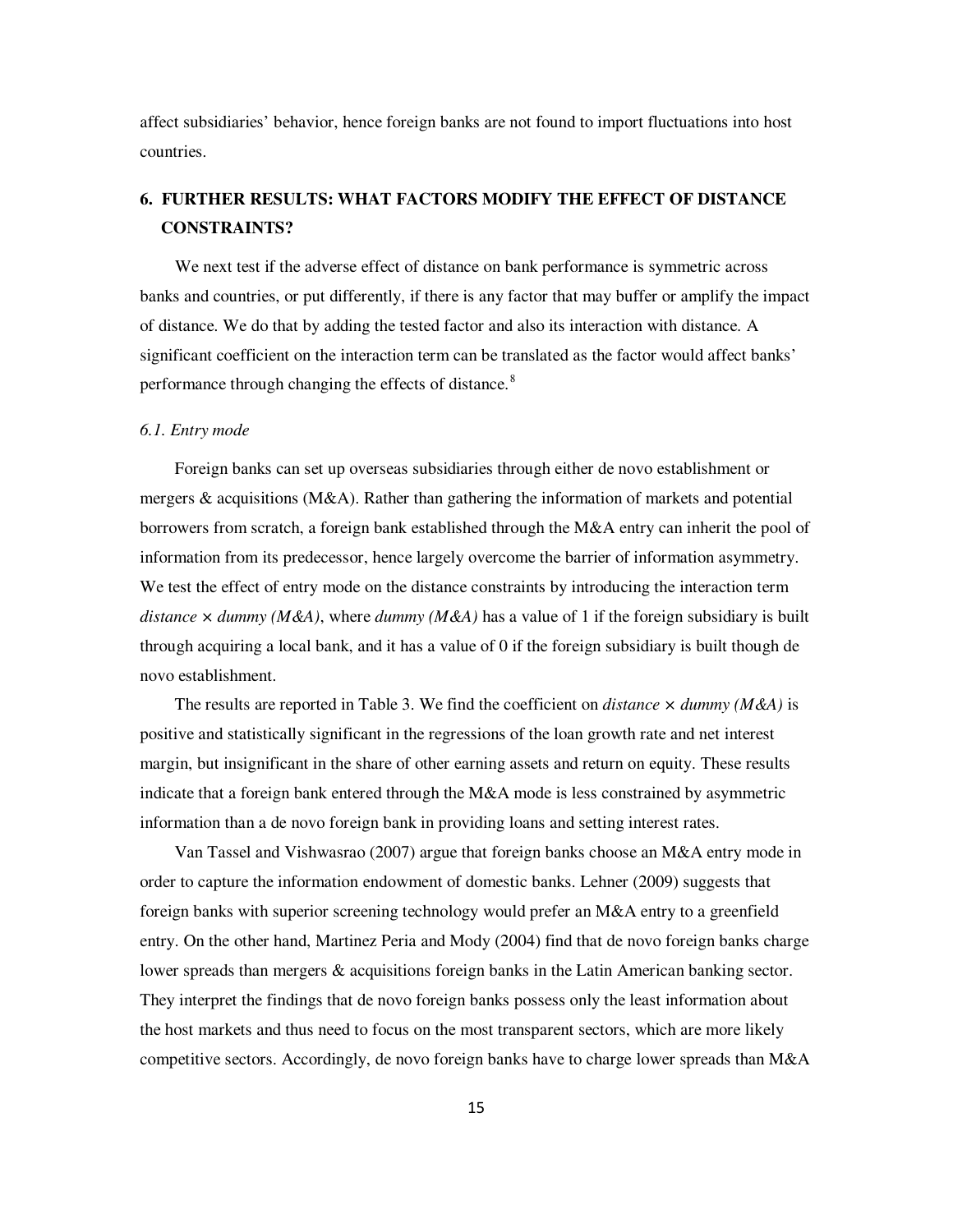affect subsidiaries' behavior, hence foreign banks are not found to import fluctuations into host countries.

## 6. FURTHER RESULTS: WHAT FACTORS MODIFY THE EFFECT OF DISTANCE CONSTRAINTS?

We next test if the adverse effect of distance on bank performance is symmetric across banks and countries, or put differently, if there is any factor that may buffer or amplify the impact of distance. We do that by adding the tested factor and also its interaction with distance. A significant coefficient on the interaction term can be translated as the factor would affect banks' performance through changing the effects of distance.[8]

### *6.1. Entry mode*

Foreign banks can set up overseas subsidiaries through either de novo establishment or mergers & acquisitions (M&A). Rather than gathering the information of markets and potential borrowers from scratch, a foreign bank established through the M&A entry can inherit the pool of information from its predecessor, hence largely overcome the barrier of information asymmetry. We test the effect of entry mode on the distance constraints by introducing the interaction term *distance* × *dummy (M&A)*, where *dummy (M&A)* has a value of 1 if the foreign subsidiary is built through acquiring a local bank, and it has a value of 0 if the foreign subsidiary is built though de novo establishment.

The results are reported in Table 3. We find the coefficient on *distance* × *dummy (M&A)* is positive and statistically significant in the regressions of the loan growth rate and net interest margin, but insignificant in the share of other earning assets and return on equity. These results indicate that a foreign bank entered through the M&A mode is less constrained by asymmetric information than a de novo foreign bank in providing loans and setting interest rates.

Van Tassel and Vishwasrao (2007) argue that foreign banks choose an M&A entry mode in order to capture the information endowment of domestic banks. Lehner (2009) suggests that foreign banks with superior screening technology would prefer an M&A entry to a greenfield entry. On the other hand, Martinez Peria and Mody (2004) find that de novo foreign banks charge lower spreads than mergers & acquisitions foreign banks in the Latin American banking sector. They interpret the findings that de novo foreign banks possess only the least information about the host markets and thus need to focus on the most transparent sectors, which are more likely competitive sectors. Accordingly, de novo foreign banks have to charge lower spreads than M&A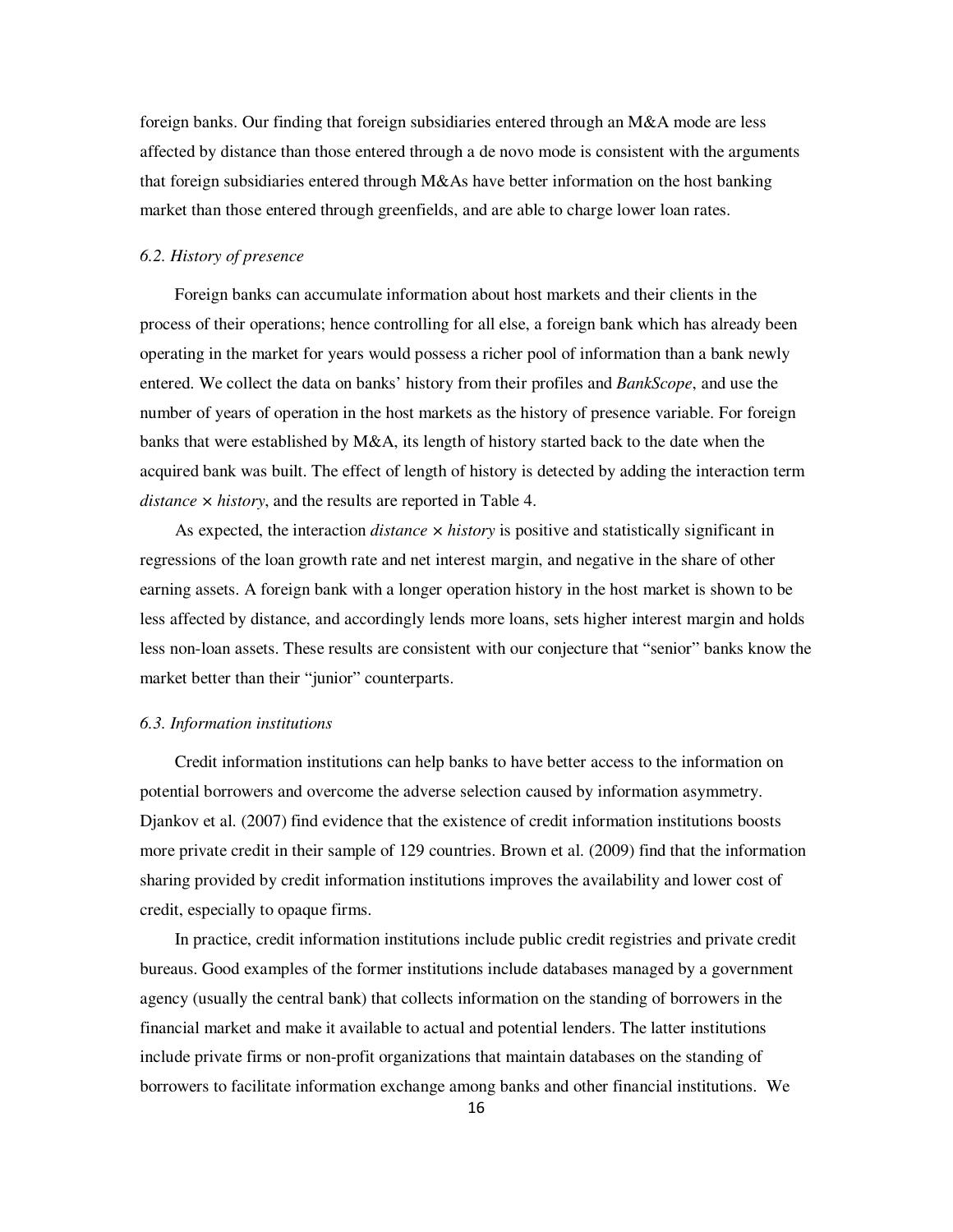foreign banks. Our finding that foreign subsidiaries entered through an M&A mode are less affected by distance than those entered through a de novo mode is consistent with the arguments that foreign subsidiaries entered through M&As have better information on the host banking market than those entered through greenfields, and are able to charge lower loan rates.

### *6.2. History of presence*

Foreign banks can accumulate information about host markets and their clients in the process of their operations; hence controlling for all else, a foreign bank which has already been operating in the market for years would possess a richer pool of information than a bank newly entered. We collect the data on banks' history from their profiles and *BankScope*, and use the number of years of operation in the host markets as the history of presence variable. For foreign banks that were established by M&A, its length of history started back to the date when the acquired bank was built. The effect of length of history is detected by adding the interaction term *distance* × *history*, and the results are reported in Table 4.

As expected, the interaction *distance* × *history* is positive and statistically significant in regressions of the loan growth rate and net interest margin, and negative in the share of other earning assets. A foreign bank with a longer operation history in the host market is shown to be less affected by distance, and accordingly lends more loans, sets higher interest margin and holds less non-loan assets. These results are consistent with our conjecture that "senior" banks know the market better than their "junior" counterparts.

### *6.3. Information institutions*

Credit information institutions can help banks to have better access to the information on potential borrowers and overcome the adverse selection caused by information asymmetry. Djankov et al. (2007) find evidence that the existence of credit information institutions boosts more private credit in their sample of 129 countries. Brown et al. (2009) find that the information sharing provided by credit information institutions improves the availability and lower cost of credit, especially to opaque firms.

In practice, credit information institutions include public credit registries and private credit bureaus. Good examples of the former institutions include databases managed by a government agency (usually the central bank) that collects information on the standing of borrowers in the financial market and make it available to actual and potential lenders. The latter institutions include private firms or non-profit organizations that maintain databases on the standing of borrowers to facilitate information exchange among banks and other financial institutions. We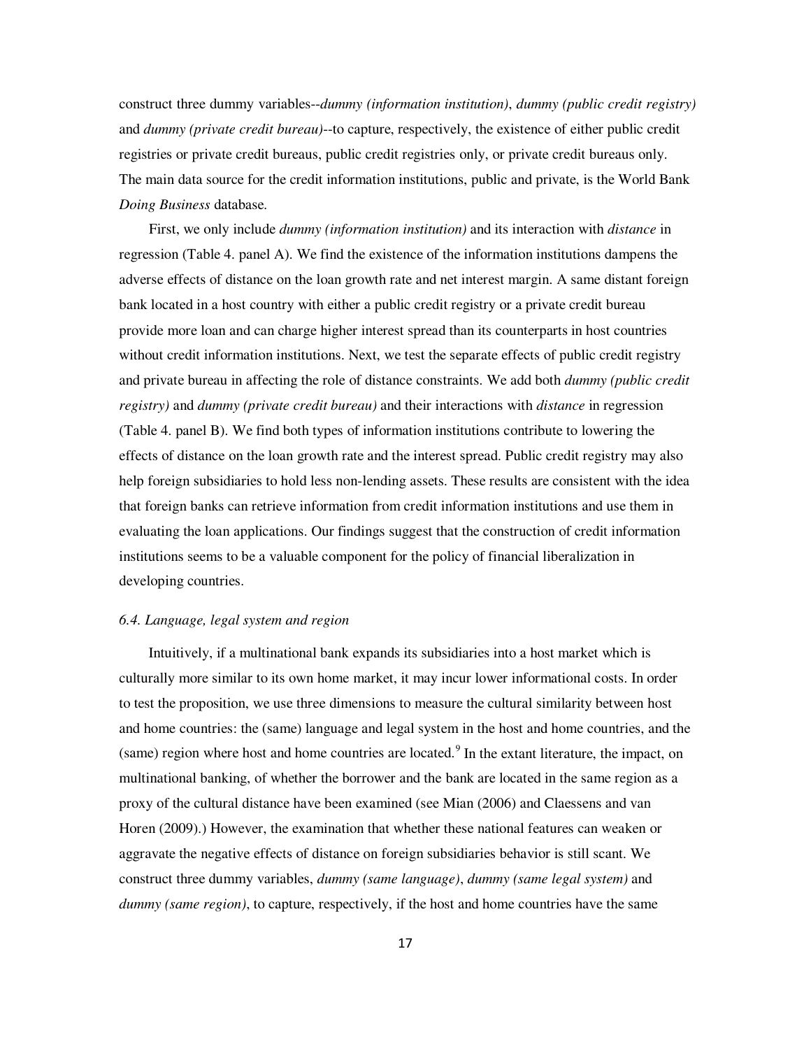construct three dummy variables--*dummy (information institution)*, *dummy (public credit registry)* and *dummy (private credit bureau)*--to capture, respectively, the existence of either public credit registries or private credit bureaus, public credit registries only, or private credit bureaus only. The main data source for the credit information institutions, public and private, is the World Bank *Doing Business* database.

First, we only include *dummy (information institution)* and its interaction with *distance* in regression (Table 4. panel A). We find the existence of the information institutions dampens the adverse effects of distance on the loan growth rate and net interest margin. A same distant foreign bank located in a host country with either a public credit registry or a private credit bureau provide more loan and can charge higher interest spread than its counterparts in host countries without credit information institutions. Next, we test the separate effects of public credit registry and private bureau in affecting the role of distance constraints. We add both *dummy (public credit registry)* and *dummy (private credit bureau)* and their interactions with *distance* in regression (Table 4. panel B). We find both types of information institutions contribute to lowering the effects of distance on the loan growth rate and the interest spread. Public credit registry may also help foreign subsidiaries to hold less non-lending assets. These results are consistent with the idea that foreign banks can retrieve information from credit information institutions and use them in evaluating the loan applications. Our findings suggest that the construction of credit information institutions seems to be a valuable component for the policy of financial liberalization in developing countries.

### *6.4. Language, legal system and region*

Intuitively, if a multinational bank expands its subsidiaries into a host market which is culturally more similar to its own home market, it may incur lower informational costs. In order to test the proposition, we use three dimensions to measure the cultural similarity between host and home countries: the (same) language and legal system in the host and home countries, and the (same) region where host and home countries are located.[9] In the extant literature, the impact, on multinational banking, of whether the borrower and the bank are located in the same region as a proxy of the cultural distance have been examined (see Mian (2006) and Claessens and van Horen (2009).) However, the examination that whether these national features can weaken or aggravate the negative effects of distance on foreign subsidiaries behavior is still scant. We construct three dummy variables, *dummy (same language)*, *dummy (same legal system)* and *dummy (same region)*, to capture, respectively, if the host and home countries have the same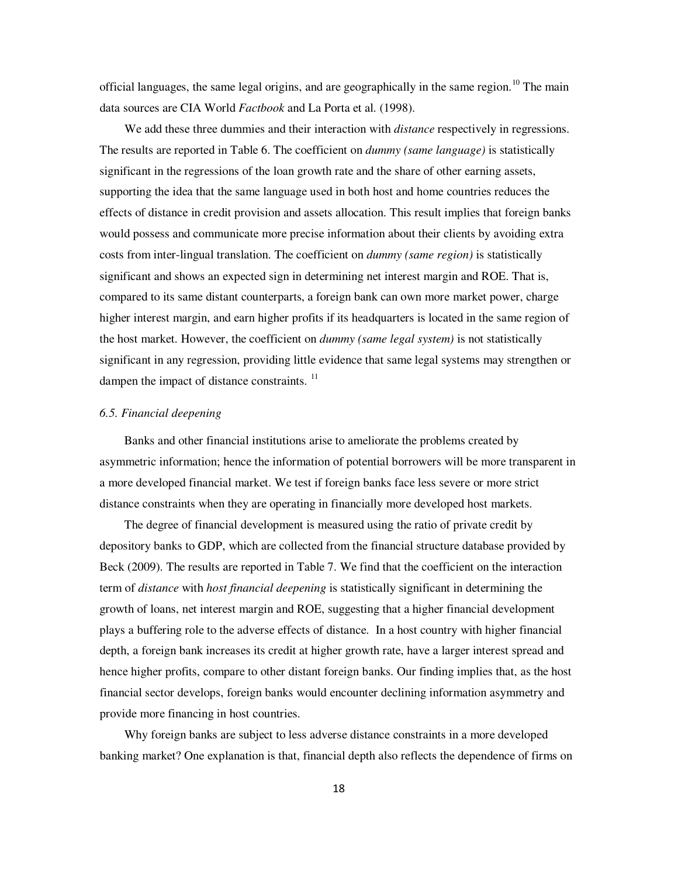official languages, the same legal origins, and are geographically in the same region.[10] The main data sources are CIA World *Factbook* and La Porta et al. (1998).

We add these three dummies and their interaction with *distance* respectively in regressions. The results are reported in Table 6. The coefficient on *dummy (same language)* is statistically significant in the regressions of the loan growth rate and the share of other earning assets, supporting the idea that the same language used in both host and home countries reduces the effects of distance in credit provision and assets allocation. This result implies that foreign banks would possess and communicate more precise information about their clients by avoiding extra costs from inter-lingual translation. The coefficient on *dummy (same region)* is statistically significant and shows an expected sign in determining net interest margin and ROE. That is, compared to its same distant counterparts, a foreign bank can own more market power, charge higher interest margin, and earn higher profits if its headquarters is located in the same region of the host market. However, the coefficient on *dummy (same legal system)* is not statistically significant in any regression, providing little evidence that same legal systems may strengthen or dampen the impact of distance constraints. [11]

### *6.5. Financial deepening*

Banks and other financial institutions arise to ameliorate the problems created by asymmetric information; hence the information of potential borrowers will be more transparent in a more developed financial market. We test if foreign banks face less severe or more strict distance constraints when they are operating in financially more developed host markets.

The degree of financial development is measured using the ratio of private credit by depository banks to GDP, which are collected from the financial structure database provided by Beck (2009). The results are reported in Table 7. We find that the coefficient on the interaction term of *distance* with *host financial deepening* is statistically significant in determining the growth of loans, net interest margin and ROE, suggesting that a higher financial development plays a buffering role to the adverse effects of distance. In a host country with higher financial depth, a foreign bank increases its credit at higher growth rate, have a larger interest spread and hence higher profits, compare to other distant foreign banks. Our finding implies that, as the host financial sector develops, foreign banks would encounter declining information asymmetry and provide more financing in host countries.

Why foreign banks are subject to less adverse distance constraints in a more developed banking market? One explanation is that, financial depth also reflects the dependence of firms on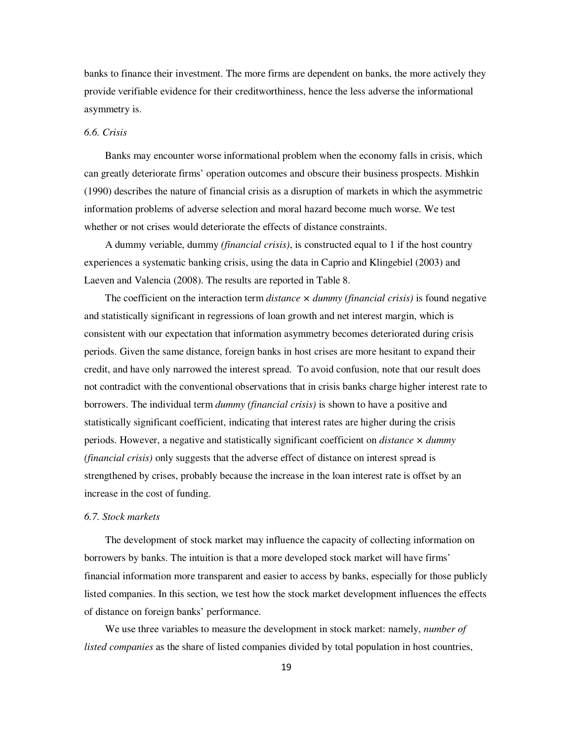banks to finance their investment. The more firms are dependent on banks, the more actively they provide verifiable evidence for their creditworthiness, hence the less adverse the informational asymmetry is.

### *6.6. Crisis*

Banks may encounter worse informational problem when the economy falls in crisis, which can greatly deteriorate firms' operation outcomes and obscure their business prospects. Mishkin (1990) describes the nature of financial crisis as a disruption of markets in which the asymmetric information problems of adverse selection and moral hazard become much worse. We test whether or not crises would deteriorate the effects of distance constraints.

A dummy veriable, dummy *(financial crisis)*, is constructed equal to 1 if the host country experiences a systematic banking crisis, using the data in Caprio and Klingebiel (2003) and Laeven and Valencia (2008). The results are reported in Table 8.

The coefficient on the interaction term *distance* × *dummy (financial crisis)* is found negative and statistically significant in regressions of loan growth and net interest margin, which is consistent with our expectation that information asymmetry becomes deteriorated during crisis periods. Given the same distance, foreign banks in host crises are more hesitant to expand their credit, and have only narrowed the interest spread. To avoid confusion, note that our result does not contradict with the conventional observations that in crisis banks charge higher interest rate to borrowers. The individual term *dummy (financial crisis)* is shown to have a positive and statistically significant coefficient, indicating that interest rates are higher during the crisis periods. However, a negative and statistically significant coefficient on *distance* × *dummy (financial crisis)* only suggests that the adverse effect of distance on interest spread is strengthened by crises, probably because the increase in the loan interest rate is offset by an increase in the cost of funding.

### *6.7. Stock markets*

The development of stock market may influence the capacity of collecting information on borrowers by banks. The intuition is that a more developed stock market will have firms' financial information more transparent and easier to access by banks, especially for those publicly listed companies. In this section, we test how the stock market development influences the effects of distance on foreign banks' performance.

We use three variables to measure the development in stock market: namely, *number of listed companies* as the share of listed companies divided by total population in host countries,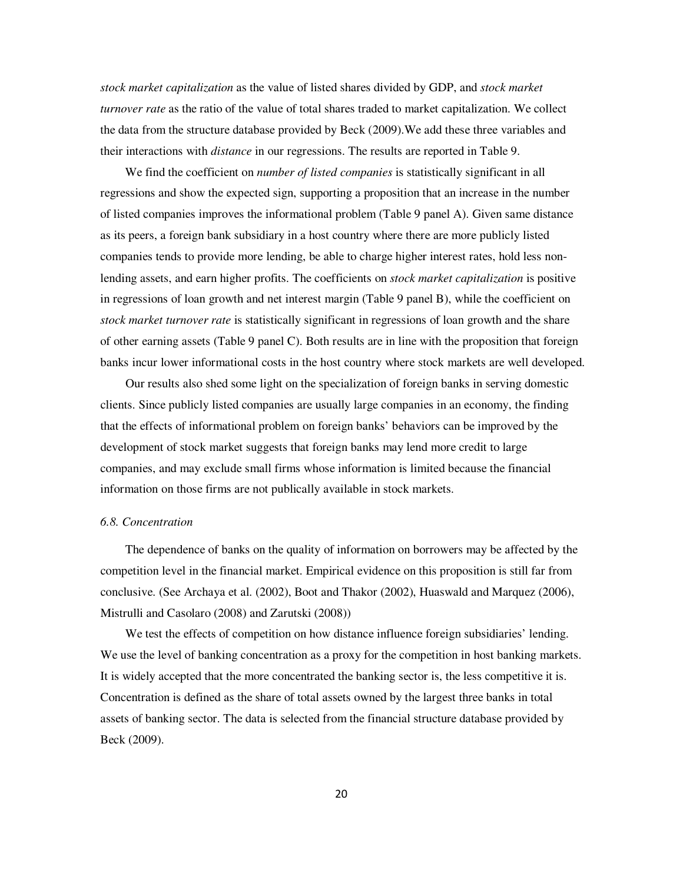*stock market capitalization* as the value of listed shares divided by GDP, and *stock market turnover rate* as the ratio of the value of total shares traded to market capitalization. We collect the data from the structure database provided by Beck (2009).We add these three variables and their interactions with *distance* in our regressions. The results are reported in Table 9.

We find the coefficient on *number of listed companies* is statistically significant in all regressions and show the expected sign, supporting a proposition that an increase in the number of listed companies improves the informational problem (Table 9 panel A). Given same distance as its peers, a foreign bank subsidiary in a host country where there are more publicly listed companies tends to provide more lending, be able to charge higher interest rates, hold less non-lending assets, and earn higher profits. The coefficients on *stock market capitalization* is positive in regressions of loan growth and net interest margin (Table 9 panel B), while the coefficient on *stock market turnover rate* is statistically significant in regressions of loan growth and the share of other earning assets (Table 9 panel C). Both results are in line with the proposition that foreign banks incur lower informational costs in the host country where stock markets are well developed.

Our results also shed some light on the specialization of foreign banks in serving domestic clients. Since publicly listed companies are usually large companies in an economy, the finding that the effects of informational problem on foreign banks' behaviors can be improved by the development of stock market suggests that foreign banks may lend more credit to large companies, and may exclude small firms whose information is limited because the financial information on those firms are not publically available in stock markets.

### *6.8. Concentration*

The dependence of banks on the quality of information on borrowers may be affected by the competition level in the financial market. Empirical evidence on this proposition is still far from conclusive. (See Archaya et al. (2002), Boot and Thakor (2002), Huaswald and Marquez (2006), Mistrulli and Casolaro (2008) and Zarutski (2008))

We test the effects of competition on how distance influence foreign subsidiaries' lending. We use the level of banking concentration as a proxy for the competition in host banking markets. It is widely accepted that the more concentrated the banking sector is, the less competitive it is. Concentration is defined as the share of total assets owned by the largest three banks in total assets of banking sector. The data is selected from the financial structure database provided by Beck (2009).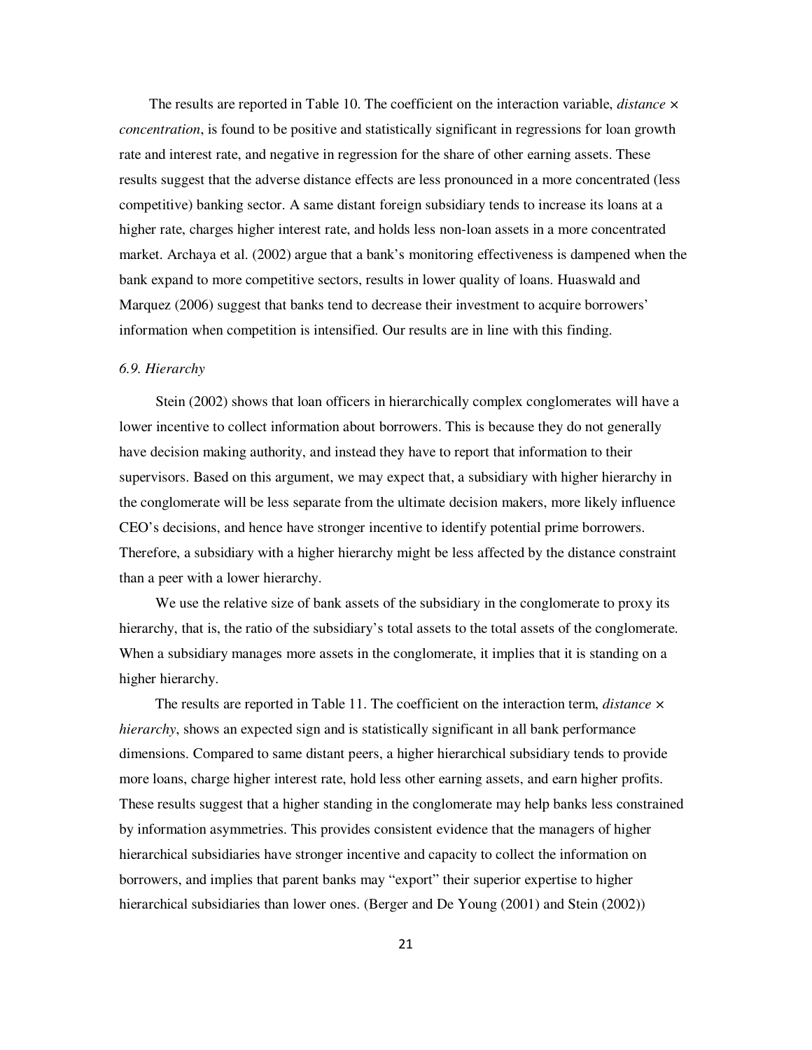The results are reported in Table 10. The coefficient on the interaction variable, *distance × concentration*, is found to be positive and statistically significant in regressions for loan growth rate and interest rate, and negative in regression for the share of other earning assets. These results suggest that the adverse distance effects are less pronounced in a more concentrated (less competitive) banking sector. A same distant foreign subsidiary tends to increase its loans at a higher rate, charges higher interest rate, and holds less non-loan assets in a more concentrated market. Archaya et al. (2002) argue that a bank's monitoring effectiveness is dampened when the bank expand to more competitive sectors, results in lower quality of loans. Huaswald and Marquez (2006) suggest that banks tend to decrease their investment to acquire borrowers' information when competition is intensified. Our results are in line with this finding.

### *6.9. Hierarchy*

Stein (2002) shows that loan officers in hierarchically complex conglomerates will have a lower incentive to collect information about borrowers. This is because they do not generally have decision making authority, and instead they have to report that information to their supervisors. Based on this argument, we may expect that, a subsidiary with higher hierarchy in the conglomerate will be less separate from the ultimate decision makers, more likely influence CEO's decisions, and hence have stronger incentive to identify potential prime borrowers. Therefore, a subsidiary with a higher hierarchy might be less affected by the distance constraint than a peer with a lower hierarchy.

We use the relative size of bank assets of the subsidiary in the conglomerate to proxy its hierarchy, that is, the ratio of the subsidiary's total assets to the total assets of the conglomerate. When a subsidiary manages more assets in the conglomerate, it implies that it is standing on a higher hierarchy.

The results are reported in Table 11. The coefficient on the interaction term, *distance × hierarchy*, shows an expected sign and is statistically significant in all bank performance dimensions. Compared to same distant peers, a higher hierarchical subsidiary tends to provide more loans, charge higher interest rate, hold less other earning assets, and earn higher profits. These results suggest that a higher standing in the conglomerate may help banks less constrained by information asymmetries. This provides consistent evidence that the managers of higher hierarchical subsidiaries have stronger incentive and capacity to collect the information on borrowers, and implies that parent banks may "export" their superior expertise to higher hierarchical subsidiaries than lower ones. (Berger and De Young (2001) and Stein (2002))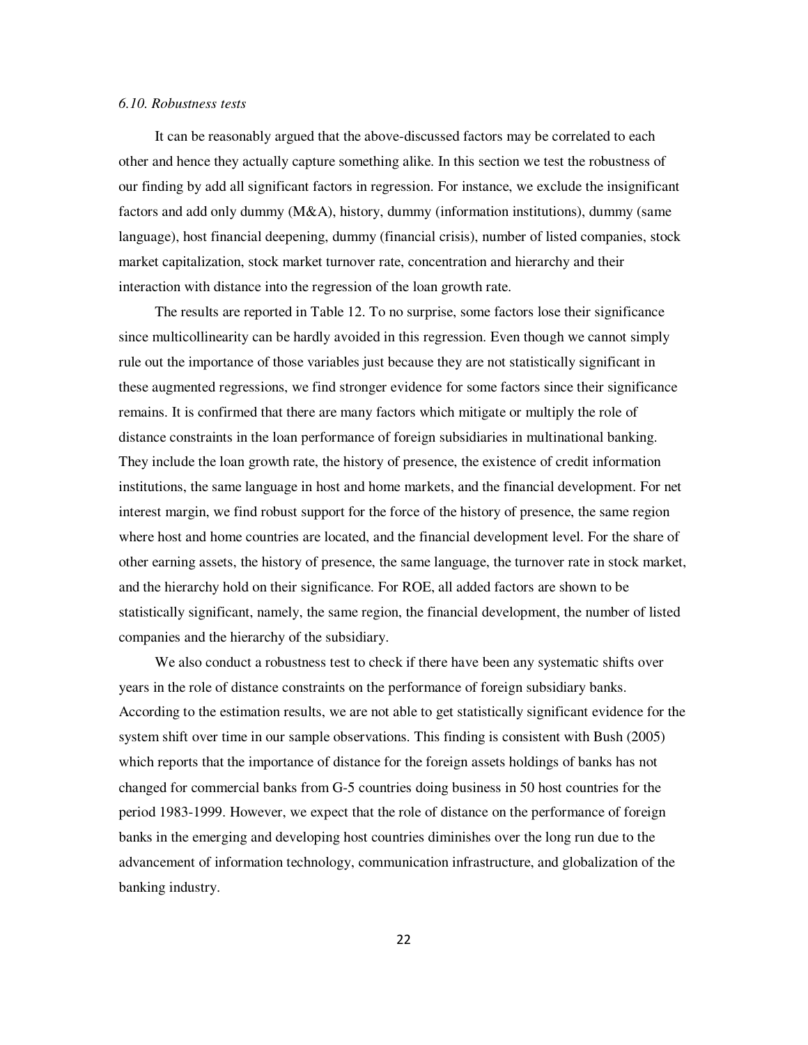*6.10. Robustness tests*

It can be reasonably argued that the above-discussed factors may be correlated to each other and hence they actually capture something alike. In this section we test the robustness of our finding by add all significant factors in regression. For instance, we exclude the insignificant factors and add only dummy (M&A), history, dummy (information institutions), dummy (same language), host financial deepening, dummy (financial crisis), number of listed companies, stock market capitalization, stock market turnover rate, concentration and hierarchy and their interaction with distance into the regression of the loan growth rate.

The results are reported in Table 12. To no surprise, some factors lose their significance since multicollinearity can be hardly avoided in this regression. Even though we cannot simply rule out the importance of those variables just because they are not statistically significant in these augmented regressions, we find stronger evidence for some factors since their significance remains. It is confirmed that there are many factors which mitigate or multiply the role of distance constraints in the loan performance of foreign subsidiaries in multinational banking. They include the loan growth rate, the history of presence, the existence of credit information institutions, the same language in host and home markets, and the financial development. For net interest margin, we find robust support for the force of the history of presence, the same region where host and home countries are located, and the financial development level. For the share of other earning assets, the history of presence, the same language, the turnover rate in stock market, and the hierarchy hold on their significance. For ROE, all added factors are shown to be statistically significant, namely, the same region, the financial development, the number of listed companies and the hierarchy of the subsidiary.

We also conduct a robustness test to check if there have been any systematic shifts over years in the role of distance constraints on the performance of foreign subsidiary banks. According to the estimation results, we are not able to get statistically significant evidence for the system shift over time in our sample observations. This finding is consistent with Bush (2005) which reports that the importance of distance for the foreign assets holdings of banks has not changed for commercial banks from G-5 countries doing business in 50 host countries for the period 1983-1999. However, we expect that the role of distance on the performance of foreign banks in the emerging and developing host countries diminishes over the long run due to the advancement of information technology, communication infrastructure, and globalization of the banking industry.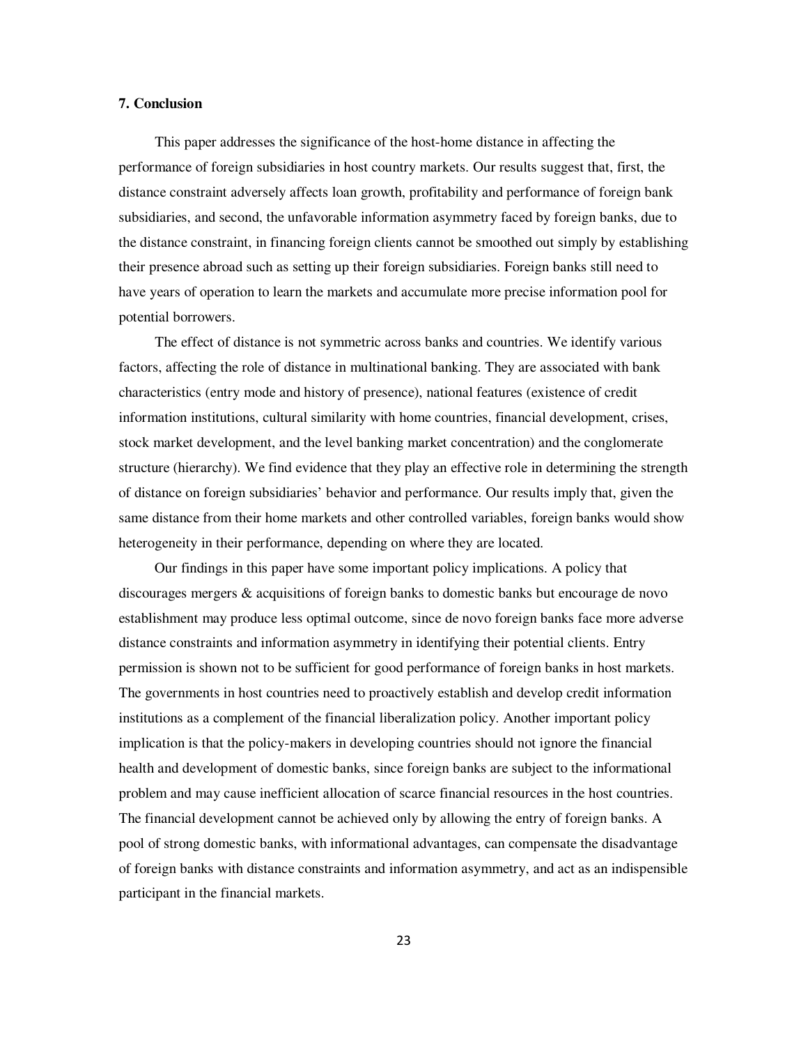## 7. Conclusion

This paper addresses the significance of the host-home distance in affecting the performance of foreign subsidiaries in host country markets. Our results suggest that, first, the distance constraint adversely affects loan growth, profitability and performance of foreign bank subsidiaries, and second, the unfavorable information asymmetry faced by foreign banks, due to the distance constraint, in financing foreign clients cannot be smoothed out simply by establishing their presence abroad such as setting up their foreign subsidiaries. Foreign banks still need to have years of operation to learn the markets and accumulate more precise information pool for potential borrowers.

The effect of distance is not symmetric across banks and countries. We identify various factors, affecting the role of distance in multinational banking. They are associated with bank characteristics (entry mode and history of presence), national features (existence of credit information institutions, cultural similarity with home countries, financial development, crises, stock market development, and the level banking market concentration) and the conglomerate structure (hierarchy). We find evidence that they play an effective role in determining the strength of distance on foreign subsidiaries' behavior and performance. Our results imply that, given the same distance from their home markets and other controlled variables, foreign banks would show heterogeneity in their performance, depending on where they are located.

Our findings in this paper have some important policy implications. A policy that discourages mergers & acquisitions of foreign banks to domestic banks but encourage de novo establishment may produce less optimal outcome, since de novo foreign banks face more adverse distance constraints and information asymmetry in identifying their potential clients. Entry permission is shown not to be sufficient for good performance of foreign banks in host markets. The governments in host countries need to proactively establish and develop credit information institutions as a complement of the financial liberalization policy. Another important policy implication is that the policy-makers in developing countries should not ignore the financial health and development of domestic banks, since foreign banks are subject to the informational problem and may cause inefficient allocation of scarce financial resources in the host countries. The financial development cannot be achieved only by allowing the entry of foreign banks. A pool of strong domestic banks, with informational advantages, can compensate the disadvantage of foreign banks with distance constraints and information asymmetry, and act as an indispensible participant in the financial markets.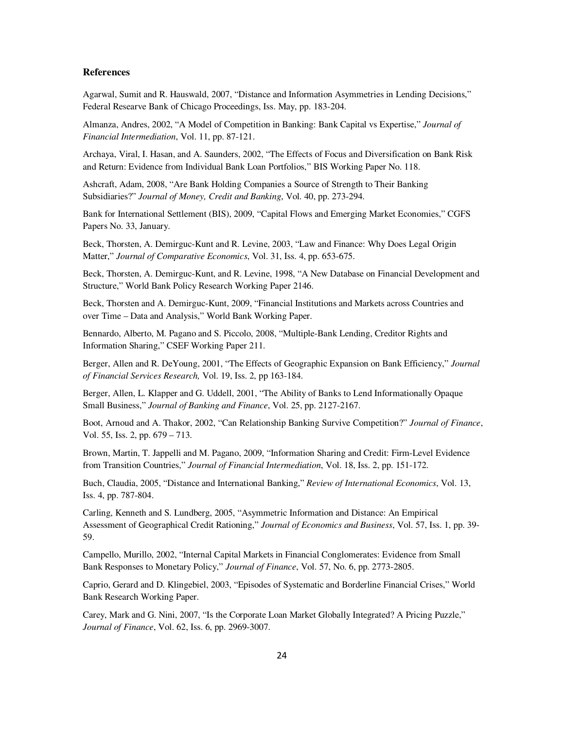### References

Agarwal, Sumit and R. Hauswald, 2007, "Distance and Information Asymmetries in Lending Decisions," Federal Researve Bank of Chicago Proceedings, Iss. May, pp. 183-204.

Almanza, Andres, 2002, "A Model of Competition in Banking: Bank Capital vs Expertise," *Journal of Financial Intermediation*, Vol. 11, pp. 87-121.

Archaya, Viral, I. Hasan, and A. Saunders, 2002, "The Effects of Focus and Diversification on Bank Risk and Return: Evidence from Individual Bank Loan Portfolios," BIS Working Paper No. 118.

Ashcraft, Adam, 2008, "Are Bank Holding Companies a Source of Strength to Their Banking Subsidiaries?" *Journal of Money, Credit and Banking*, Vol. 40, pp. 273-294.

Bank for International Settlement (BIS), 2009, "Capital Flows and Emerging Market Economies," CGFS Papers No. 33, January.

Beck, Thorsten, A. Demirguc-Kunt and R. Levine, 2003, "Law and Finance: Why Does Legal Origin Matter," *Journal of Comparative Economics*, Vol. 31, Iss. 4, pp. 653-675.

Beck, Thorsten, A. Demirguc-Kunt, and R. Levine, 1998, "A New Database on Financial Development and Structure," World Bank Policy Research Working Paper 2146.

Beck, Thorsten and A. Demirguc-Kunt, 2009, "Financial Institutions and Markets across Countries and over Time – Data and Analysis," World Bank Working Paper.

Bennardo, Alberto, M. Pagano and S. Piccolo, 2008, "Multiple-Bank Lending, Creditor Rights and Information Sharing," CSEF Working Paper 211.

Berger, Allen and R. DeYoung, 2001, "The Effects of Geographic Expansion on Bank Efficiency," *Journal of Financial Services Research,* Vol. 19, Iss. 2, pp 163-184.

Berger, Allen, L. Klapper and G. Uddell, 2001, "The Ability of Banks to Lend Informationally Opaque Small Business," *Journal of Banking and Finance*, Vol. 25, pp. 2127-2167.

Boot, Arnoud and A. Thakor, 2002, "Can Relationship Banking Survive Competition?" *Journal of Finance*, Vol. 55, Iss. 2, pp. 679 – 713.

Brown, Martin, T. Jappelli and M. Pagano, 2009, "Information Sharing and Credit: Firm-Level Evidence from Transition Countries," *Journal of Financial Intermediation*, Vol. 18, Iss. 2, pp. 151-172.

Buch, Claudia, 2005, "Distance and International Banking," *Review of International Economics*, Vol. 13, Iss. 4, pp. 787-804.

Carling, Kenneth and S. Lundberg, 2005, "Asymmetric Information and Distance: An Empirical Assessment of Geographical Credit Rationing," *Journal of Economics and Business*, Vol. 57, Iss. 1, pp. 39-59.

Campello, Murillo, 2002, "Internal Capital Markets in Financial Conglomerates: Evidence from Small Bank Responses to Monetary Policy," *Journal of Finance*, Vol. 57, No. 6, pp. 2773-2805.

Caprio, Gerard and D. Klingebiel, 2003, "Episodes of Systematic and Borderline Financial Crises," World Bank Research Working Paper.

Carey, Mark and G. Nini, 2007, "Is the Corporate Loan Market Globally Integrated? A Pricing Puzzle," *Journal of Finance*, Vol. 62, Iss. 6, pp. 2969-3007.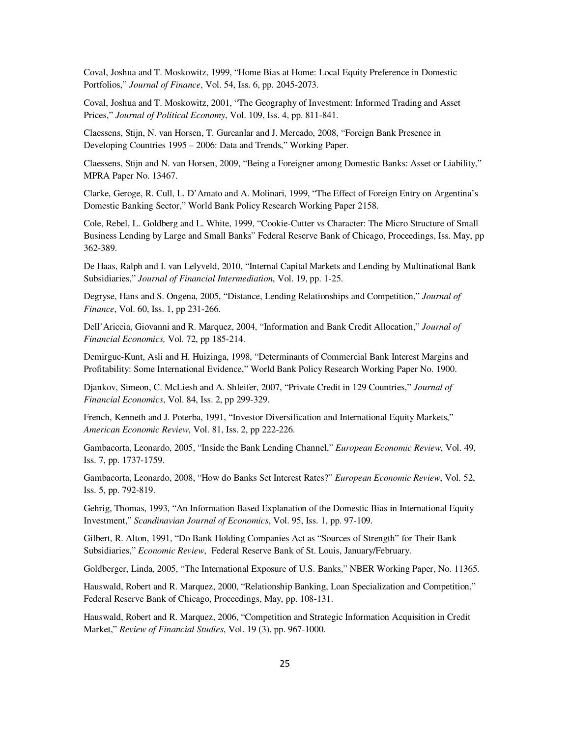Coval, Joshua and T. Moskowitz, 1999, "Home Bias at Home: Local Equity Preference in Domestic Portfolios," *Journal of Finance*, Vol. 54, Iss. 6, pp. 2045-2073.

Coval, Joshua and T. Moskowitz, 2001, "The Geography of Investment: Informed Trading and Asset Prices," *Journal of Political Economy*, Vol. 109, Iss. 4, pp. 811-841.

Claessens, Stijn, N. van Horsen, T. Gurcanlar and J. Mercado, 2008, "Foreign Bank Presence in Developing Countries 1995 – 2006: Data and Trends," Working Paper.

Claessens, Stijn and N. van Horsen, 2009, "Being a Foreigner among Domestic Banks: Asset or Liability," MPRA Paper No. 13467.

Clarke, Geroge, R. Cull, L. D'Amato and A. Molinari, 1999, "The Effect of Foreign Entry on Argentina's Domestic Banking Sector," World Bank Policy Research Working Paper 2158.

Cole, Rebel, L. Goldberg and L. White, 1999, "Cookie-Cutter vs Character: The Micro Structure of Small Business Lending by Large and Small Banks" Federal Reserve Bank of Chicago, Proceedings, Iss. May, pp 362-389.

De Haas, Ralph and I. van Lelyveld, 2010, "Internal Capital Markets and Lending by Multinational Bank Subsidiaries," *Journal of Financial Intermediation*, Vol. 19, pp. 1-25.

Degryse, Hans and S. Ongena, 2005, "Distance, Lending Relationships and Competition," *Journal of Finance*, Vol. 60, Iss. 1, pp 231-266.

Dell'Ariccia, Giovanni and R. Marquez, 2004, "Information and Bank Credit Allocation," *Journal of Financial Economics,* Vol. 72, pp 185-214.

Demirguc-Kunt, Asli and H. Huizinga, 1998, "Determinants of Commercial Bank Interest Margins and Profitability: Some International Evidence," World Bank Policy Research Working Paper No. 1900.

Djankov, Simeon, C. McLiesh and A. Shleifer, 2007, "Private Credit in 129 Countries," *Journal of Financial Economics*, Vol. 84, Iss. 2, pp 299-329.

French, Kenneth and J. Poterba, 1991, "Investor Diversification and International Equity Markets," *American Economic Review*, Vol. 81, Iss. 2, pp 222-226.

Gambacorta, Leonardo, 2005, "Inside the Bank Lending Channel," *European Economic Review*, Vol. 49, Iss. 7, pp. 1737-1759.

Gambacorta, Leonardo, 2008, "How do Banks Set Interest Rates?" *European Economic Review*, Vol. 52, Iss. 5, pp. 792-819.

Gehrig, Thomas, 1993, "An Information Based Explanation of the Domestic Bias in International Equity Investment," *Scandinavian Journal of Economics*, Vol. 95, Iss. 1, pp. 97-109.

Gilbert, R. Alton, 1991, "Do Bank Holding Companies Act as "Sources of Strength" for Their Bank Subsidiaries," *Economic Review*, Federal Reserve Bank of St. Louis, January/February.

Goldberger, Linda, 2005, "The International Exposure of U.S. Banks," NBER Working Paper, No. 11365.

Hauswald, Robert and R. Marquez, 2000, "Relationship Banking, Loan Specialization and Competition," Federal Reserve Bank of Chicago, Proceedings, May, pp. 108-131.

Hauswald, Robert and R. Marquez, 2006, "Competition and Strategic Information Acquisition in Credit Market," *Review of Financial Studies*, Vol. 19 (3), pp. 967-1000.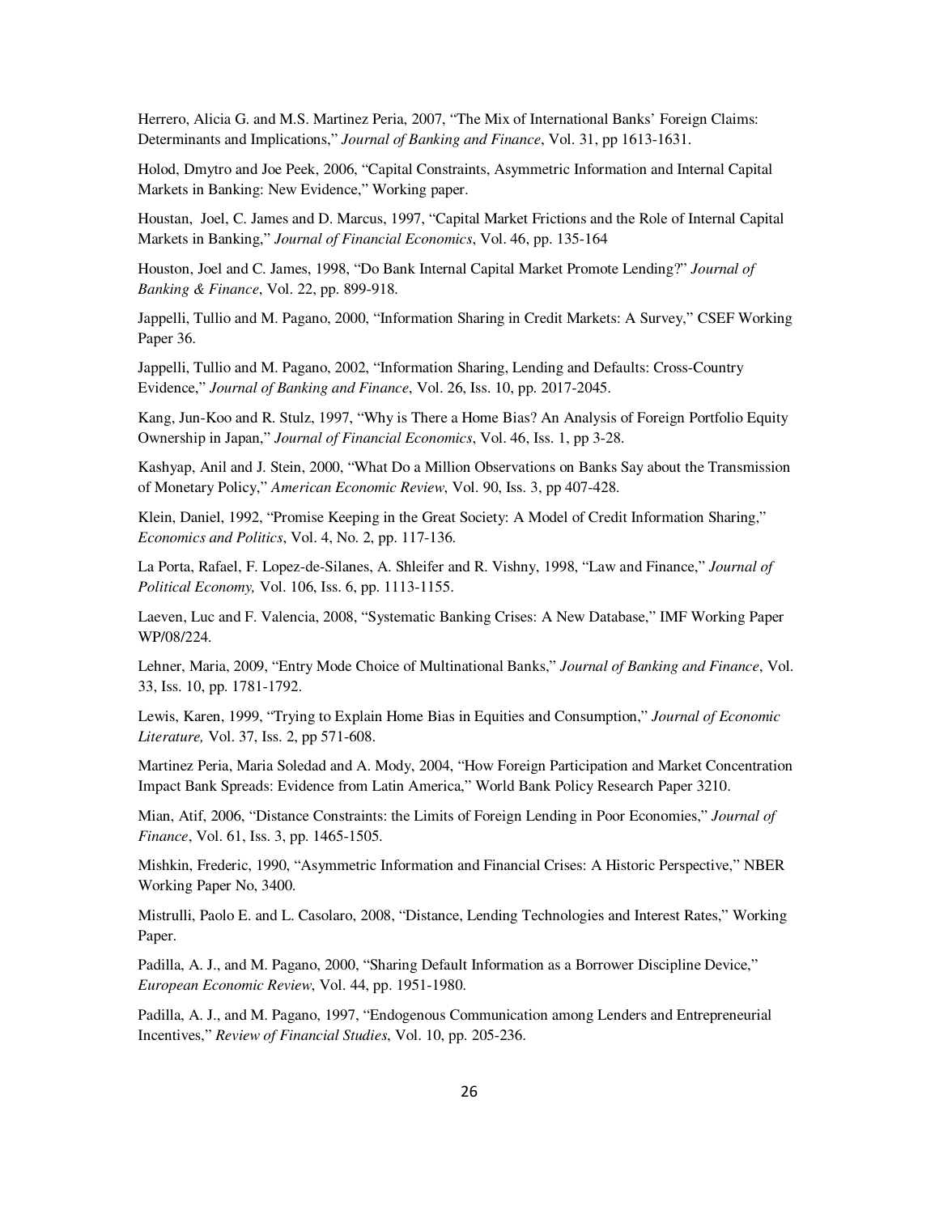Herrero, Alicia G. and M.S. Martinez Peria, 2007, "The Mix of International Banks' Foreign Claims: Determinants and Implications," *Journal of Banking and Finance*, Vol. 31, pp 1613-1631.

Holod, Dmytro and Joe Peek, 2006, "Capital Constraints, Asymmetric Information and Internal Capital Markets in Banking: New Evidence," Working paper.

Houstan, Joel, C. James and D. Marcus, 1997, "Capital Market Frictions and the Role of Internal Capital Markets in Banking," *Journal of Financial Economics*, Vol. 46, pp. 135-164

Houston, Joel and C. James, 1998, "Do Bank Internal Capital Market Promote Lending?" *Journal of Banking & Finance*, Vol. 22, pp. 899-918.

Jappelli, Tullio and M. Pagano, 2000, "Information Sharing in Credit Markets: A Survey," CSEF Working Paper 36.

Jappelli, Tullio and M. Pagano, 2002, "Information Sharing, Lending and Defaults: Cross-Country Evidence," *Journal of Banking and Finance*, Vol. 26, Iss. 10, pp. 2017-2045.

Kang, Jun-Koo and R. Stulz, 1997, "Why is There a Home Bias? An Analysis of Foreign Portfolio Equity Ownership in Japan," *Journal of Financial Economics*, Vol. 46, Iss. 1, pp 3-28.

Kashyap, Anil and J. Stein, 2000, "What Do a Million Observations on Banks Say about the Transmission of Monetary Policy," *American Economic Review*, Vol. 90, Iss. 3, pp 407-428.

Klein, Daniel, 1992, "Promise Keeping in the Great Society: A Model of Credit Information Sharing," *Economics and Politics*, Vol. 4, No. 2, pp. 117-136.

La Porta, Rafael, F. Lopez-de-Silanes, A. Shleifer and R. Vishny, 1998, "Law and Finance," *Journal of Political Economy,* Vol. 106, Iss. 6, pp. 1113-1155.

Laeven, Luc and F. Valencia, 2008, "Systematic Banking Crises: A New Database," IMF Working Paper WP/08/224.

Lehner, Maria, 2009, "Entry Mode Choice of Multinational Banks," *Journal of Banking and Finance*, Vol. 33, Iss. 10, pp. 1781-1792.

Lewis, Karen, 1999, "Trying to Explain Home Bias in Equities and Consumption," *Journal of Economic Literature,* Vol. 37, Iss. 2, pp 571-608.

Martinez Peria, Maria Soledad and A. Mody, 2004, "How Foreign Participation and Market Concentration Impact Bank Spreads: Evidence from Latin America," World Bank Policy Research Paper 3210.

Mian, Atif, 2006, "Distance Constraints: the Limits of Foreign Lending in Poor Economies," *Journal of Finance*, Vol. 61, Iss. 3, pp. 1465-1505.

Mishkin, Frederic, 1990, "Asymmetric Information and Financial Crises: A Historic Perspective," NBER Working Paper No, 3400.

Mistrulli, Paolo E. and L. Casolaro, 2008, "Distance, Lending Technologies and Interest Rates," Working Paper.

Padilla, A. J., and M. Pagano, 2000, "Sharing Default Information as a Borrower Discipline Device," *European Economic Review*, Vol. 44, pp. 1951-1980.

Padilla, A. J., and M. Pagano, 1997, "Endogenous Communication among Lenders and Entrepreneurial Incentives," *Review of Financial Studies*, Vol. 10, pp. 205-236.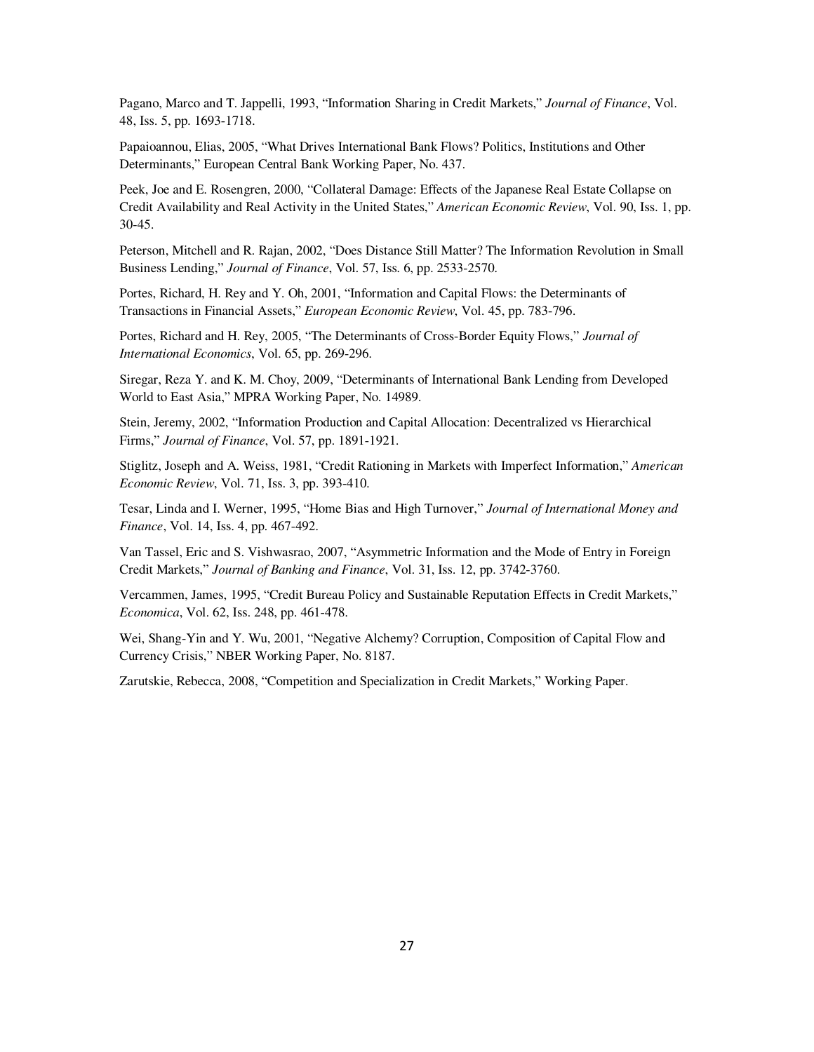Pagano, Marco and T. Jappelli, 1993, "Information Sharing in Credit Markets," *Journal of Finance*, Vol. 48, Iss. 5, pp. 1693-1718.

Papaioannou, Elias, 2005, "What Drives International Bank Flows? Politics, Institutions and Other Determinants," European Central Bank Working Paper, No. 437.

Peek, Joe and E. Rosengren, 2000, "Collateral Damage: Effects of the Japanese Real Estate Collapse on Credit Availability and Real Activity in the United States," *American Economic Review*, Vol. 90, Iss. 1, pp. 30-45.

Peterson, Mitchell and R. Rajan, 2002, "Does Distance Still Matter? The Information Revolution in Small Business Lending," *Journal of Finance*, Vol. 57, Iss. 6, pp. 2533-2570.

Portes, Richard, H. Rey and Y. Oh, 2001, "Information and Capital Flows: the Determinants of Transactions in Financial Assets," *European Economic Review*, Vol. 45, pp. 783-796.

Portes, Richard and H. Rey, 2005, "The Determinants of Cross-Border Equity Flows," *Journal of International Economics*, Vol. 65, pp. 269-296.

Siregar, Reza Y. and K. M. Choy, 2009, "Determinants of International Bank Lending from Developed World to East Asia," MPRA Working Paper, No. 14989.

Stein, Jeremy, 2002, "Information Production and Capital Allocation: Decentralized vs Hierarchical Firms," *Journal of Finance*, Vol. 57, pp. 1891-1921.

Stiglitz, Joseph and A. Weiss, 1981, "Credit Rationing in Markets with Imperfect Information," *American Economic Review*, Vol. 71, Iss. 3, pp. 393-410.

Tesar, Linda and I. Werner, 1995, "Home Bias and High Turnover," *Journal of International Money and Finance*, Vol. 14, Iss. 4, pp. 467-492.

Van Tassel, Eric and S. Vishwasrao, 2007, "Asymmetric Information and the Mode of Entry in Foreign Credit Markets," *Journal of Banking and Finance*, Vol. 31, Iss. 12, pp. 3742-3760.

Vercammen, James, 1995, "Credit Bureau Policy and Sustainable Reputation Effects in Credit Markets," *Economica*, Vol. 62, Iss. 248, pp. 461-478.

Wei, Shang-Yin and Y. Wu, 2001, "Negative Alchemy? Corruption, Composition of Capital Flow and Currency Crisis," NBER Working Paper, No. 8187.

Zarutskie, Rebecca, 2008, "Competition and Specialization in Credit Markets," Working Paper.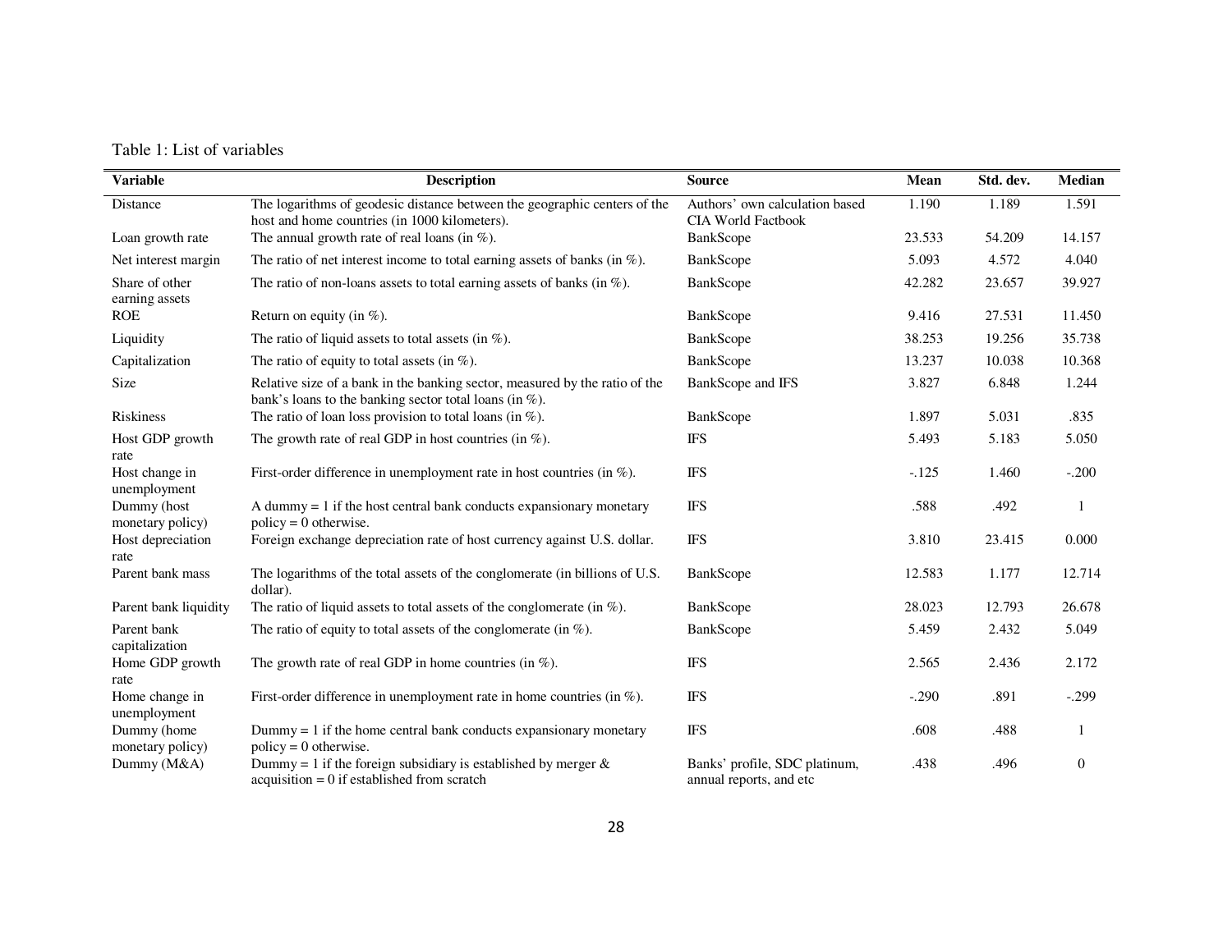Table 1: List of variables

| Variable | Description | Source | Mean | Std. dev. | Median |
|---|---|---|---|---|---|
| Distance | The logarithms of geodesic distance between the geographic centers of the host and home countries (in 1000 kilometers). | Authors' own calculation based CIA World Factbook | 1.190 | 1.189 | 1.591 |
| Loan growth rate | The annual growth rate of real loans (in %). | BankScope | 23.533 | 54.209 | 14.157 |
| Net interest margin | The ratio of net interest income to total earning assets of banks (in %). | BankScope | 5.093 | 4.572 | 4.040 |
| Share of other earning assets | The ratio of non-loans assets to total earning assets of banks (in %). | BankScope | 42.282 | 23.657 | 39.927 |
| ROE | Return on equity (in %). | BankScope | 9.416 | 27.531 | 11.450 |
| Liquidity | The ratio of liquid assets to total assets (in %). | BankScope | 38.253 | 19.256 | 35.738 |
| Capitalization | The ratio of equity to total assets (in %). | BankScope | 13.237 | 10.038 | 10.368 |
| Size | Relative size of a bank in the banking sector, measured by the ratio of the bank's loans to the banking sector total loans (in %). | BankScope and IFS | 3.827 | 6.848 | 1.244 |
| Riskiness | The ratio of loan loss provision to total loans (in %). | BankScope | 1.897 | 5.031 | .835 |
| Host GDP growth rate | The growth rate of real GDP in host countries (in %). | IFS | 5.493 | 5.183 | 5.050 |
| Host change in unemployment | First-order difference in unemployment rate in host countries (in %). | IFS | -.125 | 1.460 | -.200 |
| Dummy (host monetary policy) | A dummy = 1 if the host central bank conducts expansionary monetary policy = 0 otherwise. | IFS | .588 | .492 | 1 |
| Host depreciation rate | Foreign exchange depreciation rate of host currency against U.S. dollar. | IFS | 3.810 | 23.415 | 0.000 |
| Parent bank mass | The logarithms of the total assets of the conglomerate (in billions of U.S. dollar). | BankScope | 12.583 | 1.177 | 12.714 |
| Parent bank liquidity | The ratio of liquid assets to total assets of the conglomerate (in %). | BankScope | 28.023 | 12.793 | 26.678 |
| Parent bank capitalization | The ratio of equity to total assets of the conglomerate (in %). | BankScope | 5.459 | 2.432 | 5.049 |
| Home GDP growth rate | The growth rate of real GDP in home countries (in %). | IFS | 2.565 | 2.436 | 2.172 |
| Home change in unemployment | First-order difference in unemployment rate in home countries (in %). | IFS | -.290 | .891 | -.299 |
| Dummy (home monetary policy) | Dummy = 1 if the home central bank conducts expansionary monetary policy = 0 otherwise. | IFS | .608 | .488 | 1 |
| Dummy (M&A) | Dummy = 1 if the foreign subsidiary is established by merger & acquisition = 0 if established from scratch | Banks' profile, SDC platinum, annual reports, and etc | .438 | .496 | 0 |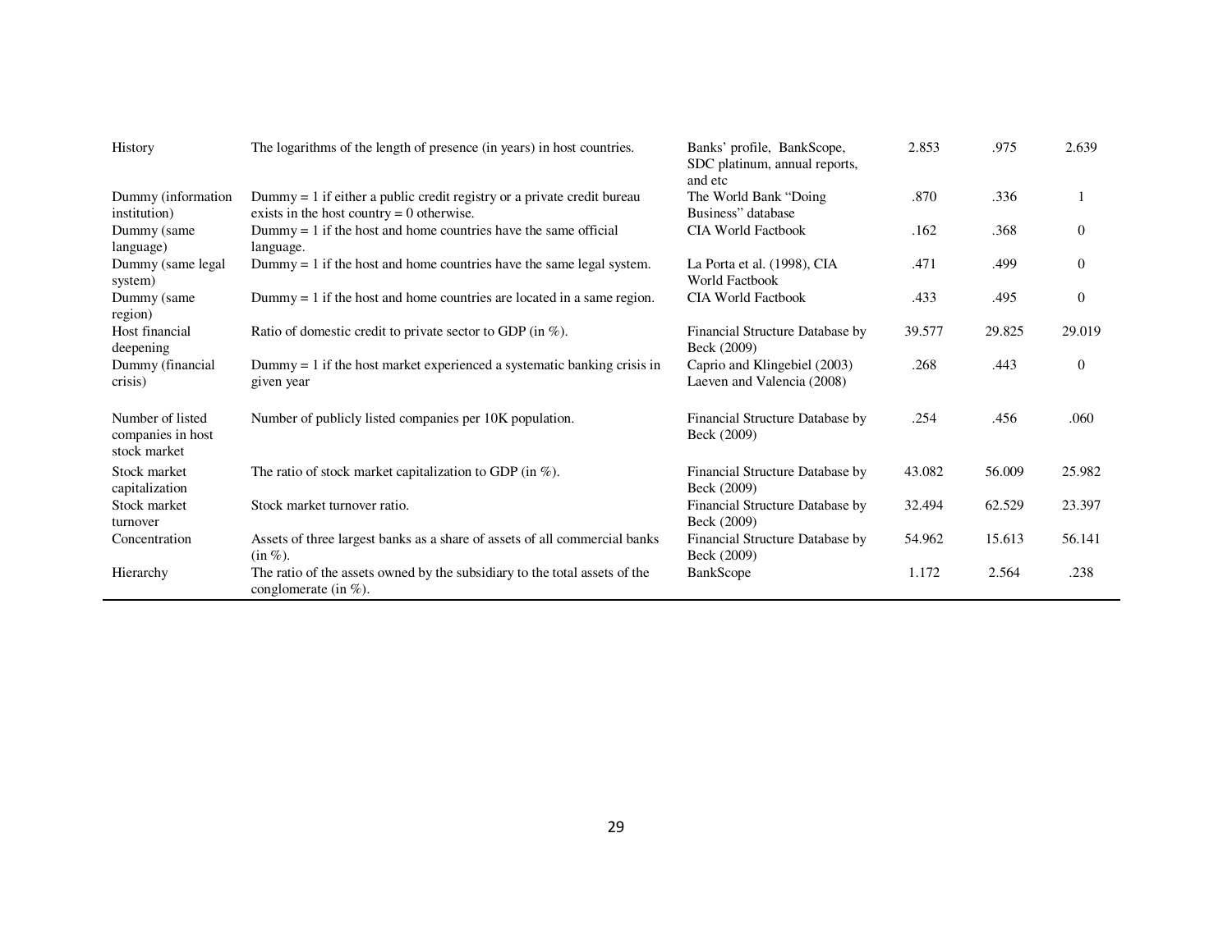| | | | | | |
|---|---|---|---|---|---|
| History | The logarithms of the length of presence (in years) in host countries. | Banks' profile, BankScope, SDC platinum, annual reports, and etc | 2.853 | .975 | 2.639 |
| Dummy (information institution) | Dummy = 1 if either a public credit registry or a private credit bureau exists in the host country = 0 otherwise. | The World Bank "Doing Business" database | .870 | .336 | 1 |
| Dummy (same language) | Dummy = 1 if the host and home countries have the same official language. | CIA World Factbook | .162 | .368 | 0 |
| Dummy (same legal system) | Dummy = 1 if the host and home countries have the same legal system. | La Porta et al. (1998), CIA World Factbook | .471 | .499 | 0 |
| Dummy (same region) | Dummy = 1 if the host and home countries are located in a same region. | CIA World Factbook | .433 | .495 | 0 |
| Host financial deepening | Ratio of domestic credit to private sector to GDP (in %). | Financial Structure Database by Beck (2009) | 39.577 | 29.825 | 29.019 |
| Dummy (financial crisis) | Dummy = 1 if the host market experienced a systematic banking crisis in given year | Caprio and Klingebiel (2003) Laeven and Valencia (2008) | .268 | .443 | 0 |
| Number of listed companies in host stock market | Number of publicly listed companies per 10K population. | Financial Structure Database by Beck (2009) | .254 | .456 | .060 |
| Stock market capitalization | The ratio of stock market capitalization to GDP (in %). | Financial Structure Database by Beck (2009) | 43.082 | 56.009 | 25.982 |
| Stock market turnover | Stock market turnover ratio. | Financial Structure Database by Beck (2009) | 32.494 | 62.529 | 23.397 |
| Concentration | Assets of three largest banks as a share of assets of all commercial banks (in %). | Financial Structure Database by Beck (2009) | 54.962 | 15.613 | 56.141 |
| Hierarchy | The ratio of the assets owned by the subsidiary to the total assets of the conglomerate (in %). | BankScope | 1.172 | 2.564 | .238 |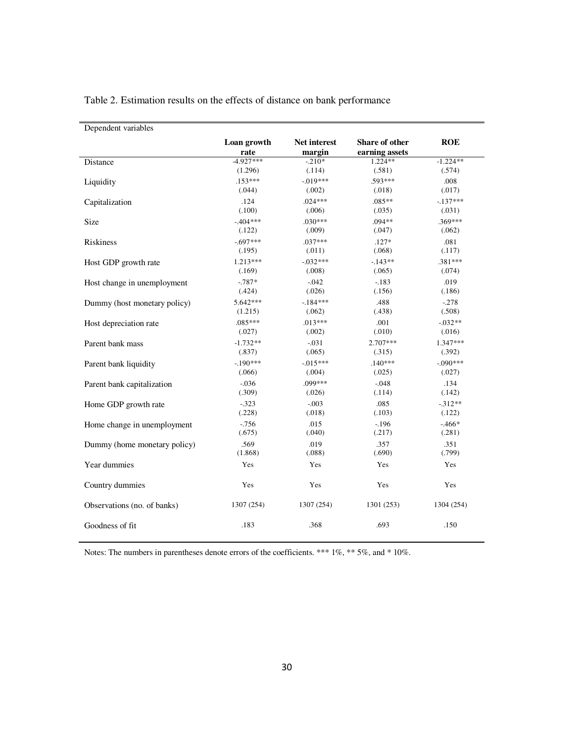Table 2. Estimation results on the effects of distance on bank performance

| Dependent variables | Loan growth rate | Net interest margin | Share of other earning assets | ROE |
|---|---|---|---|---|
| Distance | -4.927*** | -.210* | 1.224** | -1.224** |
| | (1.296) | (.114) | (.581) | (.574) |
| Liquidity | .153*** | -.019*** | .593*** | .008 |
| | (.044) | (.002) | (.018) | (.017) |
| Capitalization | .124 | .024*** | .085** | -.137*** |
| | (.100) | (.006) | (.035) | (.031) |
| Size | -.404*** | .030*** | .094** | .369*** |
| | (.122) | (.009) | (.047) | (.062) |
| Riskiness | -.697*** | .037*** | .127* | .081 |
| | (.195) | (.011) | (.068) | (.117) |
| Host GDP growth rate | 1.213*** | -.032*** | -.143** | .381*** |
| | (.169) | (.008) | (.065) | (.074) |
| Host change in unemployment | -.787* | -.042 | -.183 | .019 |
| | (.424) | (.026) | (.156) | (.186) |
| Dummy (host monetary policy) | 5.642*** | -.184*** | .488 | -.278 |
| | (1.215) | (.062) | (.438) | (.508) |
| Host depreciation rate | .085*** | .013*** | .001 | -.032** |
| | (.027) | (.002) | (.010) | (.016) |
| Parent bank mass | -1.732** | -.031 | 2.707*** | 1.347*** |
| | (.837) | (.065) | (.315) | (.392) |
| Parent bank liquidity | -.190*** | -.015*** | .140*** | -.090*** |
| | (.066) | (.004) | (.025) | (.027) |
| Parent bank capitalization | -.036 | .099*** | -.048 | .134 |
| | (.309) | (.026) | (.114) | (.142) |
| Home GDP growth rate | -.323 | -.003 | .085 | -.312** |
| | (.228) | (.018) | (.103) | (.122) |
| Home change in unemployment | -.756 | .015 | -.196 | -.466* |
| | (.675) | (.040) | (.217) | (.281) |
| Dummy (home monetary policy) | .569 | .019 | .357 | .351 |
| | (1.868) | (.088) | (.690) | (.799) |
| Year dummies | Yes | Yes | Yes | Yes |
| Country dummies | Yes | Yes | Yes | Yes |
| Observations (no. of banks) | 1307 (254) | 1307 (254) | 1301 (253) | 1304 (254) |
| Goodness of fit | .183 | .368 | .693 | .150 |

Notes: The numbers in parentheses denote errors of the coefficients. *** 1%, ** 5%, and * 10%.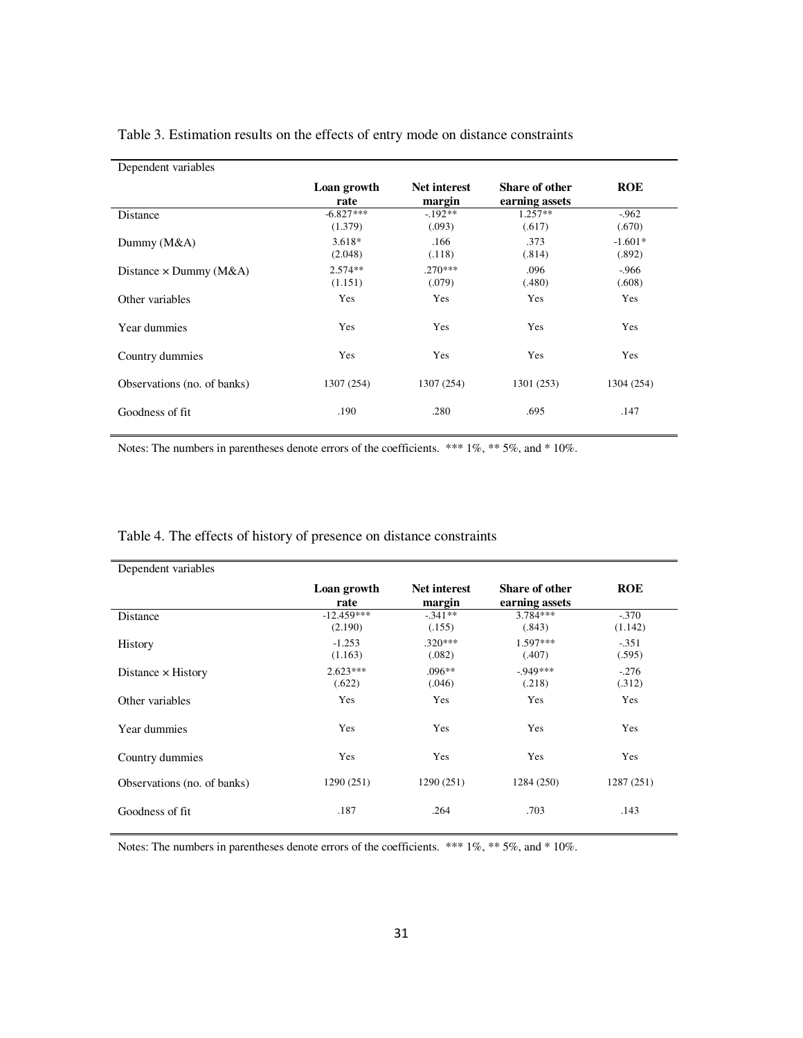Table 3. Estimation results on the effects of entry mode on distance constraints

| Dependent variables | **Loan growth rate** | **Net interest margin** | **Share of other earning assets** | **ROE** |
|---|---|---|---|---|
| Distance | -6.827*** | -.192** | 1.257** | -.962 |
| | (1.379) | (.093) | (.617) | (.670) |
| Dummy (M&A) | 3.618* | .166 | .373 | -1.601* |
| | (2.048) | (.118) | (.814) | (.892) |
| Distance × Dummy (M&A) | 2.574** | .270*** | .096 | -.966 |
| | (1.151) | (.079) | (.480) | (.608) |
| Other variables | Yes | Yes | Yes | Yes |
| Year dummies | Yes | Yes | Yes | Yes |
| Country dummies | Yes | Yes | Yes | Yes |
| Observations (no. of banks) | 1307 (254) | 1307 (254) | 1301 (253) | 1304 (254) |
| Goodness of fit | .190 | .280 | .695 | .147 |

Notes: The numbers in parentheses denote errors of the coefficients. *** 1%, ** 5%, and * 10%.

Table 4. The effects of history of presence on distance constraints

| Dependent variables | **Loan growth rate** | **Net interest margin** | **Share of other earning assets** | **ROE** |
|---|---|---|---|---|
| Distance | -12.459*** | -.341** | 3.784*** | -.370 |
| | (2.190) | (.155) | (.843) | (1.142) |
| History | -1.253 | .320*** | 1.597*** | -.351 |
| | (1.163) | (.082) | (.407) | (.595) |
| Distance × History | 2.623*** | .096** | -.949*** | -.276 |
| | (.622) | (.046) | (.218) | (.312) |
| Other variables | Yes | Yes | Yes | Yes |
| Year dummies | Yes | Yes | Yes | Yes |
| Country dummies | Yes | Yes | Yes | Yes |
| Observations (no. of banks) | 1290 (251) | 1290 (251) | 1284 (250) | 1287 (251) |
| Goodness of fit | .187 | .264 | .703 | .143 |

Notes: The numbers in parentheses denote errors of the coefficients. *** 1%, ** 5%, and * 10%.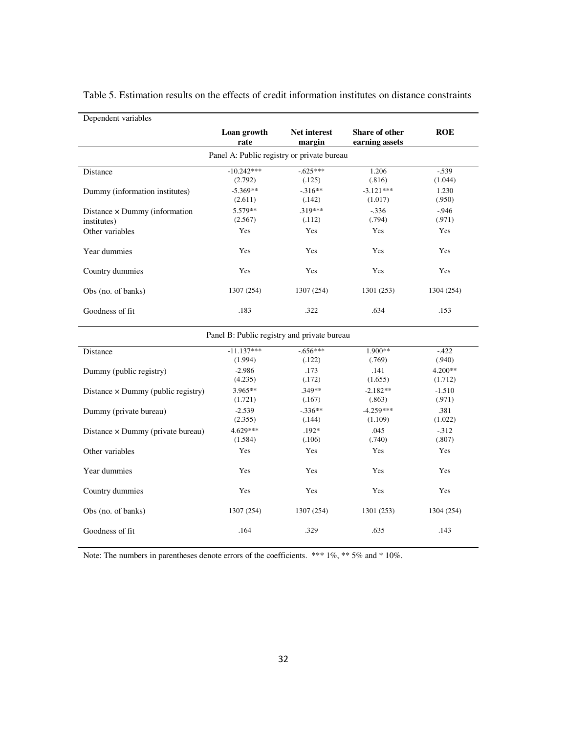Table 5. Estimation results on the effects of credit information institutes on distance constraints

| Dependent variables | Loan growth rate | Net interest margin | Share of other earning assets | ROE |
|---|---|---|---|---|
| Panel A: Public registry or private bureau | | | | |
| Distance | -10.242*** | -.625*** | 1.206 | -.539 |
| | (2.792) | (.125) | (.816) | (1.044) |
| Dummy (information institutes) | -5.369** | -.316** | -3.121*** | 1.230 |
| | (2.611) | (.142) | (1.017) | (.950) |
| Distance × Dummy (information institutes) | 5.579** | .319*** | -.336 | -.946 |
| | (2.567) | (.112) | (.794) | (.971) |
| Other variables | Yes | Yes | Yes | Yes |
| Year dummies | Yes | Yes | Yes | Yes |
| Country dummies | Yes | Yes | Yes | Yes |
| Obs (no. of banks) | 1307 (254) | 1307 (254) | 1301 (253) | 1304 (254) |
| Goodness of fit | .183 | .322 | .634 | .153 |
| Panel B: Public registry and private bureau | | | | |
| Distance | -11.137*** | -.656*** | 1.900** | -.422 |
| | (1.994) | (.122) | (.769) | (.940) |
| Dummy (public registry) | -2.986 | .173 | .141 | 4.200** |
| | (4.235) | (.172) | (1.655) | (1.712) |
| Distance × Dummy (public registry) | 3.965** | .349** | -2.182** | -1.510 |
| | (1.721) | (.167) | (.863) | (.971) |
| Dummy (private bureau) | -2.539 | -.336** | -4.259*** | .381 |
| | (2.355) | (.144) | (1.109) | (1.022) |
| Distance × Dummy (private bureau) | 4.629*** | .192* | .045 | -.312 |
| | (1.584) | (.106) | (.740) | (.807) |
| Other variables | Yes | Yes | Yes | Yes |
| Year dummies | Yes | Yes | Yes | Yes |
| Country dummies | Yes | Yes | Yes | Yes |
| Obs (no. of banks) | 1307 (254) | 1307 (254) | 1301 (253) | 1304 (254) |
| Goodness of fit | .164 | .329 | .635 | .143 |

Note: The numbers in parentheses denote errors of the coefficients. *** 1%, ** 5% and * 10%.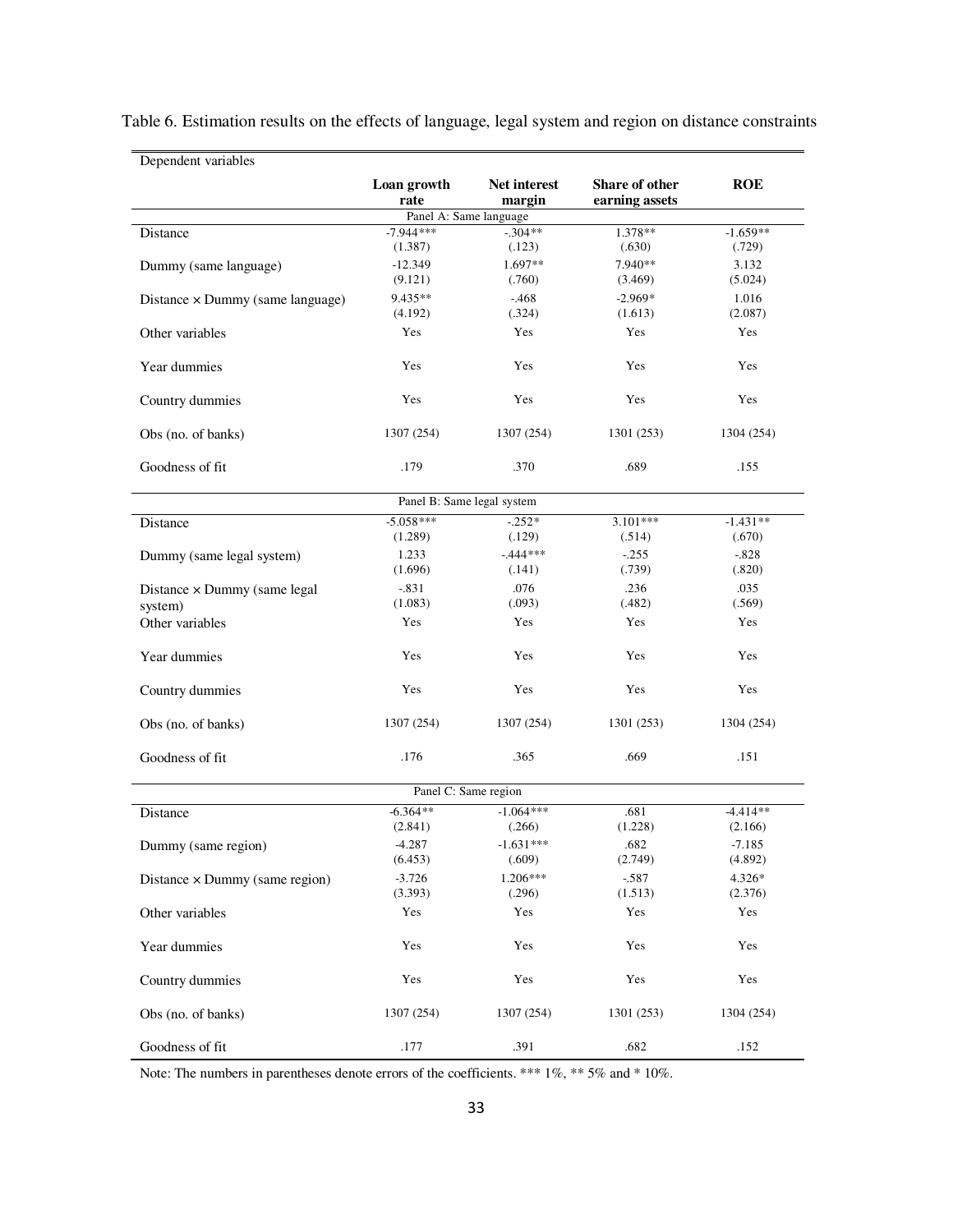Table 6. Estimation results on the effects of language, legal system and region on distance constraints

| Dependent variables | Loan growth rate | Net interest margin | Share of other earning assets | ROE |
|---|---|---|---|---|
| | Panel A: Same language | | | |
| Distance | -7.944*** | -.304** | 1.378** | -1.659** |
| | (1.387) | (.123) | (.630) | (.729) |
| Dummy (same language) | -12.349 | 1.697** | 7.940** | 3.132 |
| | (9.121) | (.760) | (3.469) | (5.024) |
| Distance × Dummy (same language) | 9.435** | -.468 | -2.969* | 1.016 |
| | (4.192) | (.324) | (1.613) | (2.087) |
| Other variables | Yes | Yes | Yes | Yes |
| Year dummies | Yes | Yes | Yes | Yes |
| Country dummies | Yes | Yes | Yes | Yes |
| Obs (no. of banks) | 1307 (254) | 1307 (254) | 1301 (253) | 1304 (254) |
| Goodness of fit | .179 | .370 | .689 | .155 |
| | Panel B: Same legal system | | | |
| Distance | -5.058*** | -.252* | 3.101*** | -1.431** |
| | (1.289) | (.129) | (.514) | (.670) |
| Dummy (same legal system) | 1.233 | -.444*** | -.255 | -.828 |
| | (1.696) | (.141) | (.739) | (.820) |
| Distance × Dummy (same legal system) | -.831 | .076 | .236 | .035 |
| | (1.083) | (.093) | (.482) | (.569) |
| Other variables | Yes | Yes | Yes | Yes |
| Year dummies | Yes | Yes | Yes | Yes |
| Country dummies | Yes | Yes | Yes | Yes |
| Obs (no. of banks) | 1307 (254) | 1307 (254) | 1301 (253) | 1304 (254) |
| Goodness of fit | .176 | .365 | .669 | .151 |
| | Panel C: Same region | | | |
| Distance | -6.364** | -1.064*** | .681 | -4.414** |
| | (2.841) | (.266) | (1.228) | (2.166) |
| Dummy (same region) | -4.287 | -1.631*** | .682 | -7.185 |
| | (6.453) | (.609) | (2.749) | (4.892) |
| Distance × Dummy (same region) | -3.726 | 1.206*** | -.587 | 4.326* |
| | (3.393) | (.296) | (1.513) | (2.376) |
| Other variables | Yes | Yes | Yes | Yes |
| Year dummies | Yes | Yes | Yes | Yes |
| Country dummies | Yes | Yes | Yes | Yes |
| Obs (no. of banks) | 1307 (254) | 1307 (254) | 1301 (253) | 1304 (254) |
| Goodness of fit | .177 | .391 | .682 | .152 |

Note: The numbers in parentheses denote errors of the coefficients. *** 1%, ** 5% and * 10%.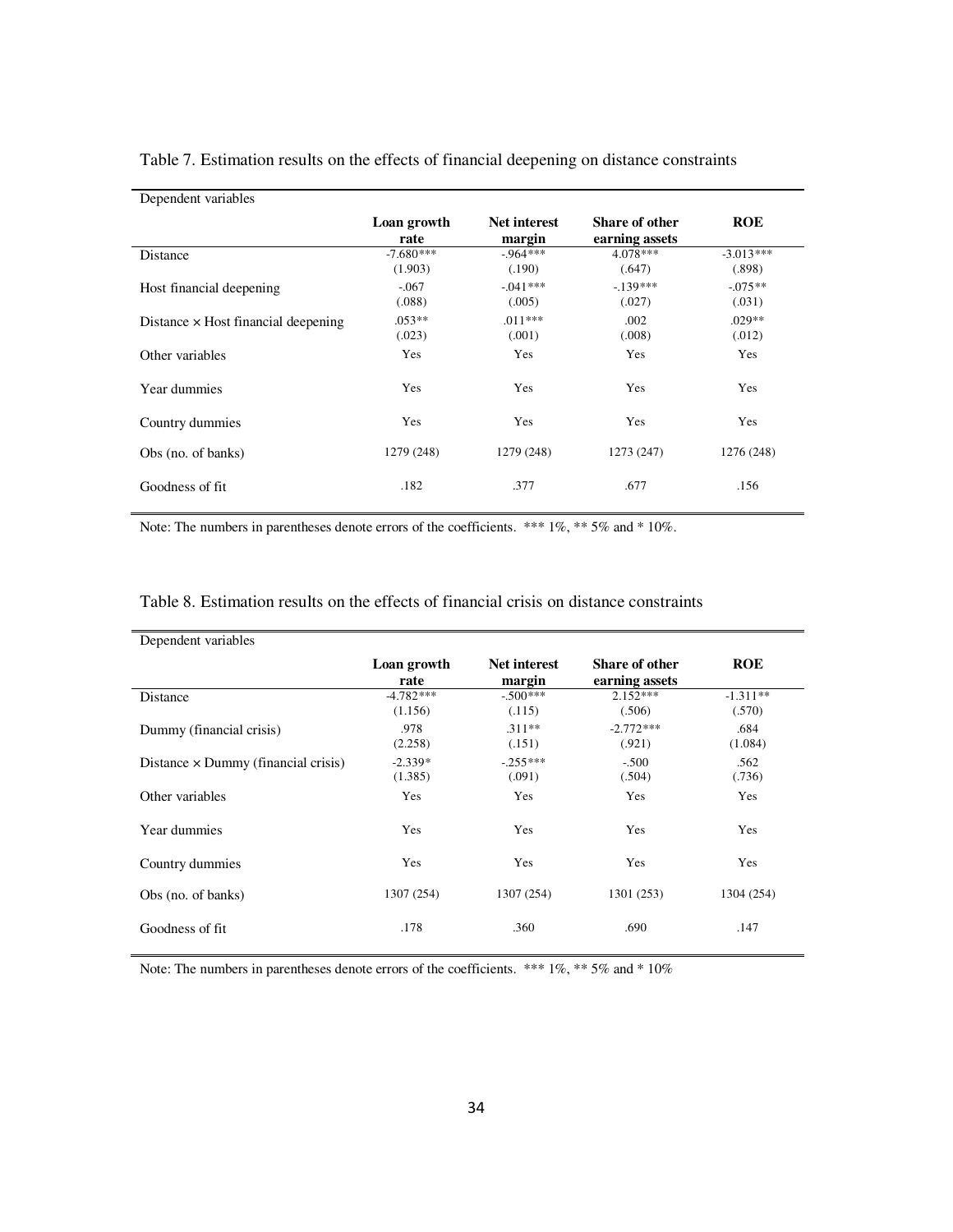Table 7. Estimation results on the effects of financial deepening on distance constraints

| Dependent variables | Loan growth rate | Net interest margin | Share of other earning assets | ROE |
|---|---|---|---|---|
| Distance | -7.680***<br>(1.903) | -.964***<br>(.190) | 4.078***<br>(.647) | -3.013***<br>(.898) |
| Host financial deepening | -.067<br>(.088) | -.041***<br>(.005) | -.139***<br>(.027) | -.075**<br>(.031) |
| Distance × Host financial deepening | .053**<br>(.023) | .011***<br>(.001) | .002<br>(.008) | .029**<br>(.012) |
| Other variables | Yes | Yes | Yes | Yes |
| Year dummies | Yes | Yes | Yes | Yes |
| Country dummies | Yes | Yes | Yes | Yes |
| Obs (no. of banks) | 1279 (248) | 1279 (248) | 1273 (247) | 1276 (248) |
| Goodness of fit | .182 | .377 | .677 | .156 |

Note: The numbers in parentheses denote errors of the coefficients. *** 1%, ** 5% and * 10%.

Table 8. Estimation results on the effects of financial crisis on distance constraints

| Dependent variables | Loan growth rate | Net interest margin | Share of other earning assets | ROE |
|---|---|---|---|---|
| Distance | -4.782***<br>(1.156) | -.500***<br>(.115) | 2.152***<br>(.506) | -1.311**<br>(.570) |
| Dummy (financial crisis) | .978<br>(2.258) | .311**<br>(.151) | -2.772***<br>(.921) | .684<br>(1.084) |
| Distance × Dummy (financial crisis) | -2.339*<br>(1.385) | -.255***<br>(.091) | -.500<br>(.504) | .562<br>(.736) |
| Other variables | Yes | Yes | Yes | Yes |
| Year dummies | Yes | Yes | Yes | Yes |
| Country dummies | Yes | Yes | Yes | Yes |
| Obs (no. of banks) | 1307 (254) | 1307 (254) | 1301 (253) | 1304 (254) |
| Goodness of fit | .178 | .360 | .690 | .147 |

Note: The numbers in parentheses denote errors of the coefficients. *** 1%, ** 5% and * 10%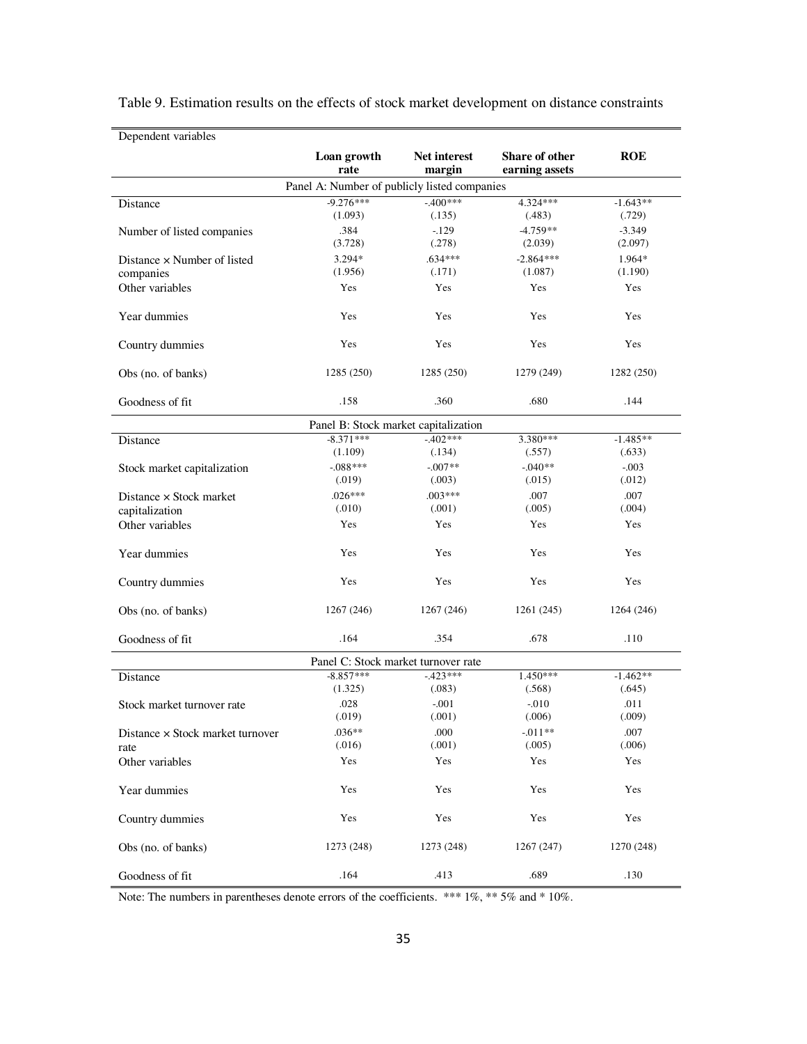Table 9. Estimation results on the effects of stock market development on distance constraints

| Dependent variables | | | | |
|---|---|---|---|---|
| | **Loan growth rate** | **Net interest margin** | **Share of other earning assets** | **ROE** |
| Panel A: Number of publicly listed companies | | | | |
| Distance | -9.276*** | -.400*** | 4.324*** | -1.643** |
| | (1.093) | (.135) | (.483) | (.729) |
| Number of listed companies | .384 | -.129 | -4.759** | -3.349 |
| | (3.728) | (.278) | (2.039) | (2.097) |
| Distance × Number of listed companies | 3.294* | .634*** | -2.864*** | 1.964* |
| | (1.956) | (.171) | (1.087) | (1.190) |
| Other variables | Yes | Yes | Yes | Yes |
| Year dummies | Yes | Yes | Yes | Yes |
| Country dummies | Yes | Yes | Yes | Yes |
| Obs (no. of banks) | 1285 (250) | 1285 (250) | 1279 (249) | 1282 (250) |
| Goodness of fit | .158 | .360 | .680 | .144 |
| Panel B: Stock market capitalization | | | | |
| Distance | -8.371*** | -.402*** | 3.380*** | -1.485** |
| | (1.109) | (.134) | (.557) | (.633) |
| Stock market capitalization | -.088*** | -.007** | -.040** | -.003 |
| | (.019) | (.003) | (.015) | (.012) |
| Distance × Stock market capitalization | .026*** | .003*** | .007 | .007 |
| | (.010) | (.001) | (.005) | (.004) |
| Other variables | Yes | Yes | Yes | Yes |
| Year dummies | Yes | Yes | Yes | Yes |
| Country dummies | Yes | Yes | Yes | Yes |
| Obs (no. of banks) | 1267 (246) | 1267 (246) | 1261 (245) | 1264 (246) |
| Goodness of fit | .164 | .354 | .678 | .110 |
| Panel C: Stock market turnover rate | | | | |
| Distance | -8.857*** | -.423*** | 1.450*** | -1.462** |
| | (1.325) | (.083) | (.568) | (.645) |
| Stock market turnover rate | .028 | -.001 | -.010 | .011 |
| | (.019) | (.001) | (.006) | (.009) |
| Distance × Stock market turnover rate | .036** | .000 | -.011** | .007 |
| | (.016) | (.001) | (.005) | (.006) |
| Other variables | Yes | Yes | Yes | Yes |
| Year dummies | Yes | Yes | Yes | Yes |
| Country dummies | Yes | Yes | Yes | Yes |
| Obs (no. of banks) | 1273 (248) | 1273 (248) | 1267 (247) | 1270 (248) |
| Goodness of fit | .164 | .413 | .689 | .130 |

Note: The numbers in parentheses denote errors of the coefficients. *** 1%, ** 5% and * 10%.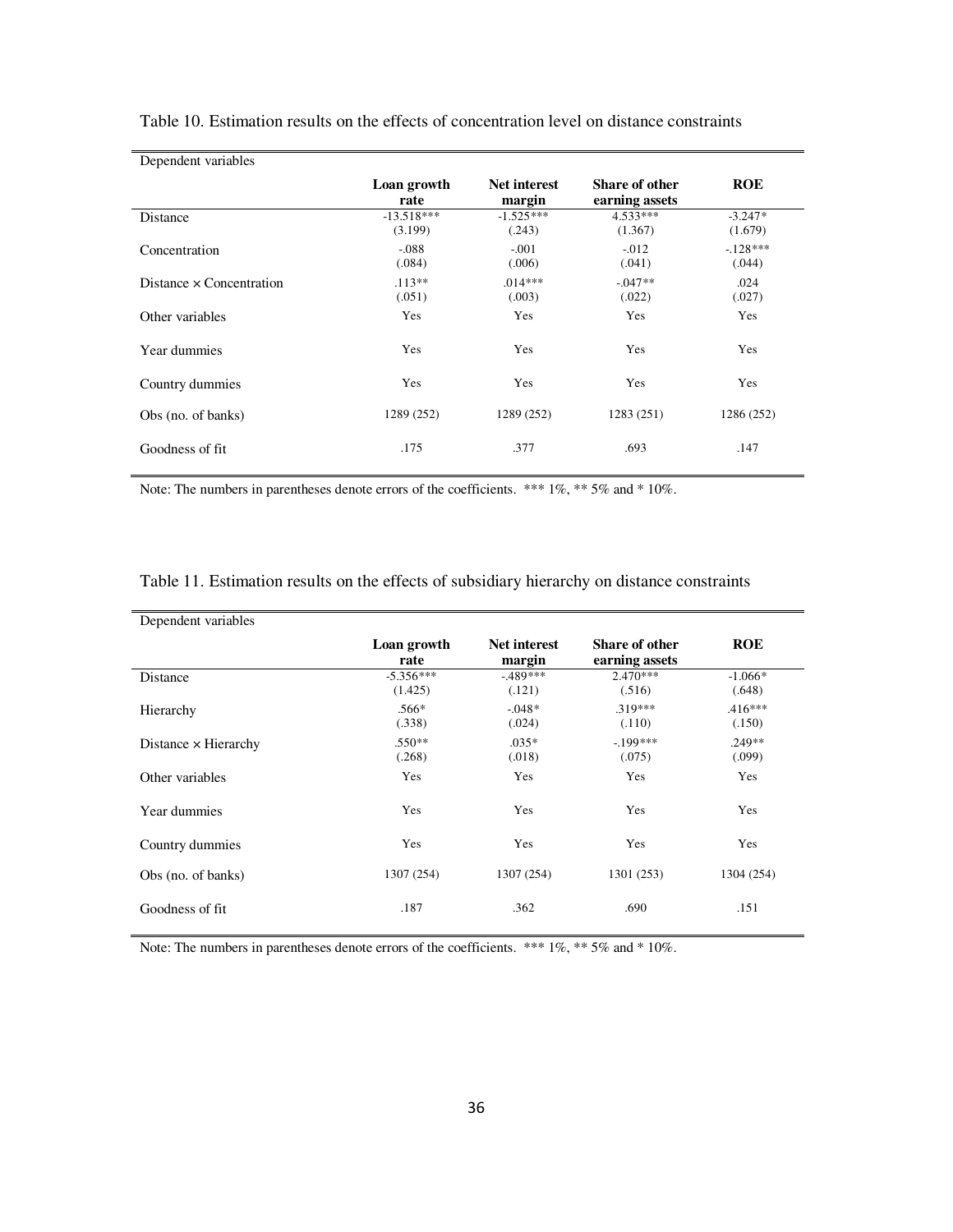Table 10. Estimation results on the effects of concentration level on distance constraints

| Dependent variables | Loan growth rate | Net interest margin | Share of other earning assets | ROE |
|---|---|---|---|---|
| Distance | -13.518***<br>(3.199) | -1.525***<br>(.243) | 4.533***<br>(1.367) | -3.247*<br>(1.679) |
| Concentration | -.088<br>(.084) | -.001<br>(.006) | -.012<br>(.041) | -.128***<br>(.044) |
| Distance × Concentration | .113**<br>(.051) | .014***<br>(.003) | -.047**<br>(.022) | .024<br>(.027) |
| Other variables | Yes | Yes | Yes | Yes |
| Year dummies | Yes | Yes | Yes | Yes |
| Country dummies | Yes | Yes | Yes | Yes |
| Obs (no. of banks) | 1289 (252) | 1289 (252) | 1283 (251) | 1286 (252) |
| Goodness of fit | .175 | .377 | .693 | .147 |

Note: The numbers in parentheses denote errors of the coefficients. *** 1%, ** 5% and * 10%.

Table 11. Estimation results on the effects of subsidiary hierarchy on distance constraints

| Dependent variables | Loan growth rate | Net interest margin | Share of other earning assets | ROE |
|---|---|---|---|---|
| Distance | -5.356***<br>(1.425) | -.489***<br>(.121) | 2.470***<br>(.516) | -1.066*<br>(.648) |
| Hierarchy | .566*<br>(.338) | -.048*<br>(.024) | .319***<br>(.110) | .416***<br>(.150) |
| Distance × Hierarchy | .550**<br>(.268) | .035*<br>(.018) | -.199***<br>(.075) | .249**<br>(.099) |
| Other variables | Yes | Yes | Yes | Yes |
| Year dummies | Yes | Yes | Yes | Yes |
| Country dummies | Yes | Yes | Yes | Yes |
| Obs (no. of banks) | 1307 (254) | 1307 (254) | 1301 (253) | 1304 (254) |
| Goodness of fit | .187 | .362 | .690 | .151 |

Note: The numbers in parentheses denote errors of the coefficients. *** 1%, ** 5% and * 10%.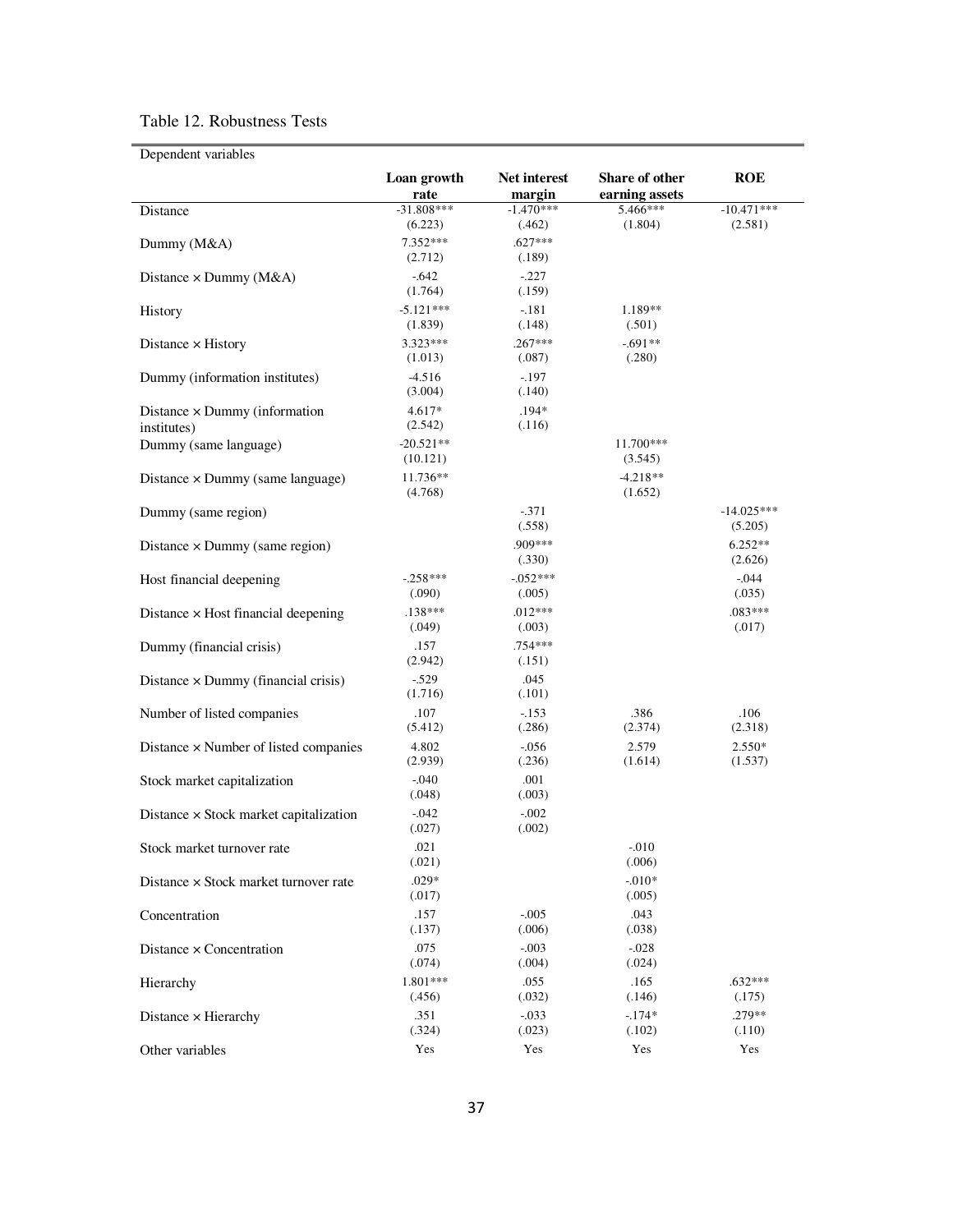Table 12. Robustness Tests

| Dependent variables | Loan growth rate | Net interest margin | Share of other earning assets | ROE |
|---|---|---|---|---|
| Distance | -31.808*** | -1.470*** | 5.466*** | -10.471*** |
| | (6.223) | (.462) | (1.804) | (2.581) |
| Dummy (M&A) | 7.352*** | .627*** | | |
| | (2.712) | (.189) | | |
| Distance × Dummy (M&A) | -.642 | -.227 | | |
| | (1.764) | (.159) | | |
| History | -5.121*** | -.181 | 1.189** | |
| | (1.839) | (.148) | (.501) | |
| Distance × History | 3.323*** | .267*** | -.691** | |
| | (1.013) | (.087) | (.280) | |
| Dummy (information institutes) | -4.516 | -.197 | | |
| | (3.004) | (.140) | | |
| Distance × Dummy (information institutes) | 4.617* | .194* | | |
| | (2.542) | (.116) | | |
| Dummy (same language) | -20.521** | | 11.700*** | |
| | (10.121) | | (3.545) | |
| Distance × Dummy (same language) | 11.736** | | -4.218** | |
| | (4.768) | | (1.652) | |
| Dummy (same region) | | -.371 | | -14.025*** |
| | | (.558) | | (5.205) |
| Distance × Dummy (same region) | | .909*** | | 6.252** |
| | | (.330) | | (2.626) |
| Host financial deepening | -.258*** | -.052*** | | -.044 |
| | (.090) | (.005) | | (.035) |
| Distance × Host financial deepening | .138*** | .012*** | | .083*** |
| | (.049) | (.003) | | (.017) |
| Dummy (financial crisis) | .157 | .754*** | | |
| | (2.942) | (.151) | | |
| Distance × Dummy (financial crisis) | -.529 | .045 | | |
| | (1.716) | (.101) | | |
| Number of listed companies | .107 | -.153 | .386 | .106 |
| | (5.412) | (.286) | (2.374) | (2.318) |
| Distance × Number of listed companies | 4.802 | -.056 | 2.579 | 2.550* |
| | (2.939) | (.236) | (1.614) | (1.537) |
| Stock market capitalization | -.040 | .001 | | |
| | (.048) | (.003) | | |
| Distance × Stock market capitalization | -.042 | -.002 | | |
| | (.027) | (.002) | | |
| Stock market turnover rate | .021 | | -.010 | |
| | (.021) | | (.006) | |
| Distance × Stock market turnover rate | .029* | | -.010* | |
| | (.017) | | (.005) | |
| Concentration | .157 | -.005 | .043 | |
| | (.137) | (.006) | (.038) | |
| Distance × Concentration | .075 | -.003 | -.028 | |
| | (.074) | (.004) | (.024) | |
| Hierarchy | 1.801*** | .055 | .165 | .632*** |
| | (.456) | (.032) | (.146) | (.175) |
| Distance × Hierarchy | .351 | -.033 | -.174* | .279** |
| | (.324) | (.023) | (.102) | (.110) |
| Other variables | Yes | Yes | Yes | Yes |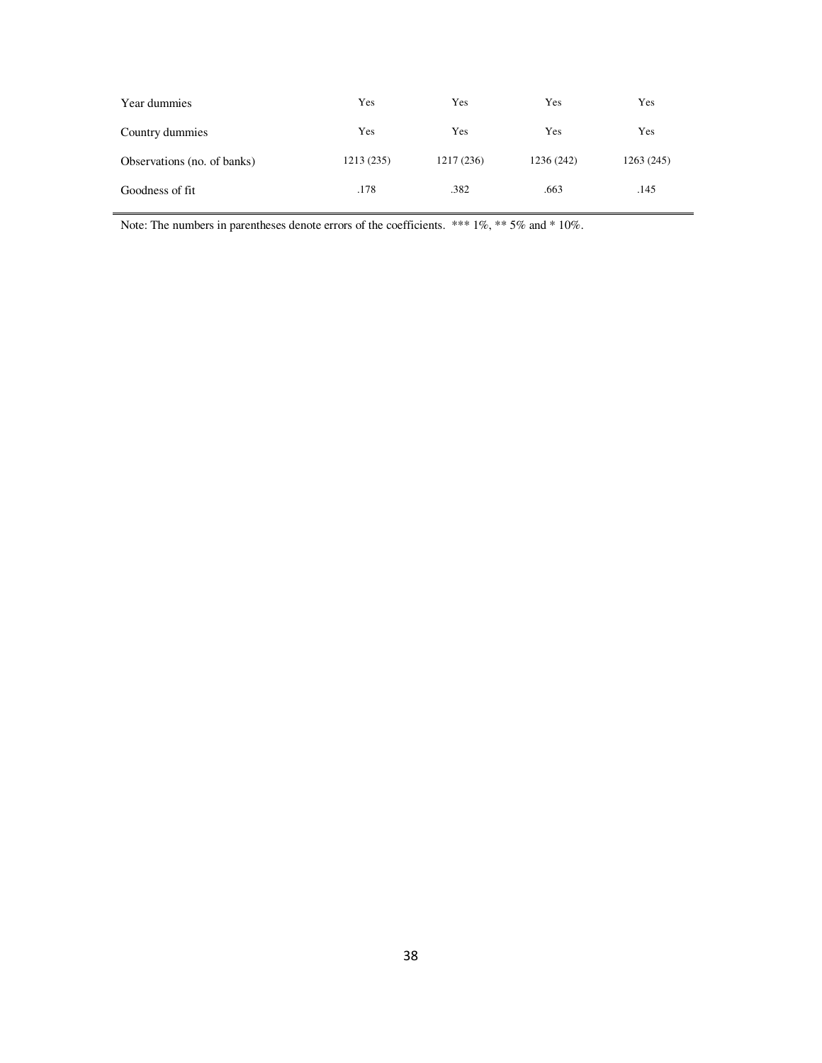| | | | | |
|---|---|---|---|---|
| Year dummies | Yes | Yes | Yes | Yes |
| Country dummies | Yes | Yes | Yes | Yes |
| Observations (no. of banks) | 1213 (235) | 1217 (236) | 1236 (242) | 1263 (245) |
| Goodness of fit | .178 | .382 | .663 | .145 |

Note: The numbers in parentheses denote errors of the coefficients. *** 1%, ** 5% and * 10%.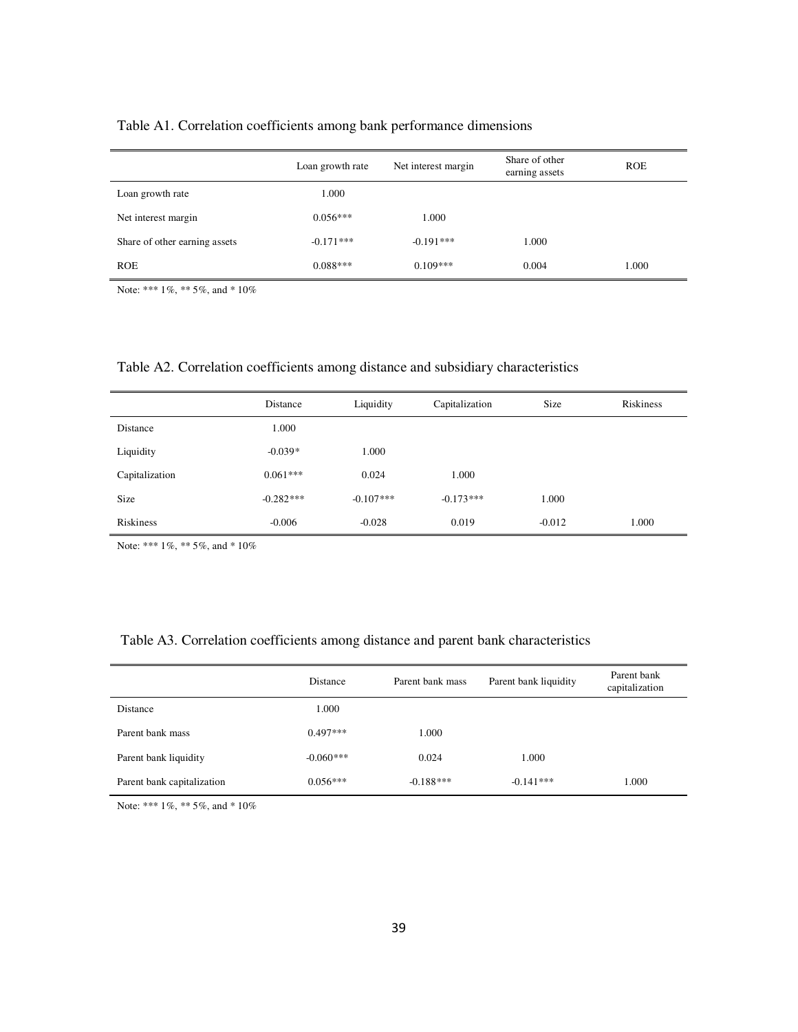Table A1. Correlation coefficients among bank performance dimensions

| | Loan growth rate | Net interest margin | Share of other earning assets | ROE |
|---|---|---|---|---|
| Loan growth rate | 1.000 | | | |
| Net interest margin | 0.056*** | 1.000 | | |
| Share of other earning assets | -0.171*** | -0.191*** | 1.000 | |
| ROE | 0.088*** | 0.109*** | 0.004 | 1.000 |

Note: *** 1%, ** 5%, and * 10%

Table A2. Correlation coefficients among distance and subsidiary characteristics

| | Distance | Liquidity | Capitalization | Size | Riskiness |
|---|---|---|---|---|---|
| Distance | 1.000 | | | | |
| Liquidity | -0.039* | 1.000 | | | |
| Capitalization | 0.061*** | 0.024 | 1.000 | | |
| Size | -0.282*** | -0.107*** | -0.173*** | 1.000 | |
| Riskiness | -0.006 | -0.028 | 0.019 | -0.012 | 1.000 |

Note: *** 1%, ** 5%, and * 10%

Table A3. Correlation coefficients among distance and parent bank characteristics

| | Distance | Parent bank mass | Parent bank liquidity | Parent bank capitalization |
|---|---|---|---|---|
| Distance | 1.000 | | | |
| Parent bank mass | 0.497*** | 1.000 | | |
| Parent bank liquidity | -0.060*** | 0.024 | 1.000 | |
| Parent bank capitalization | 0.056*** | -0.188*** | -0.141*** | 1.000 |

Note: *** 1%, ** 5%, and * 10%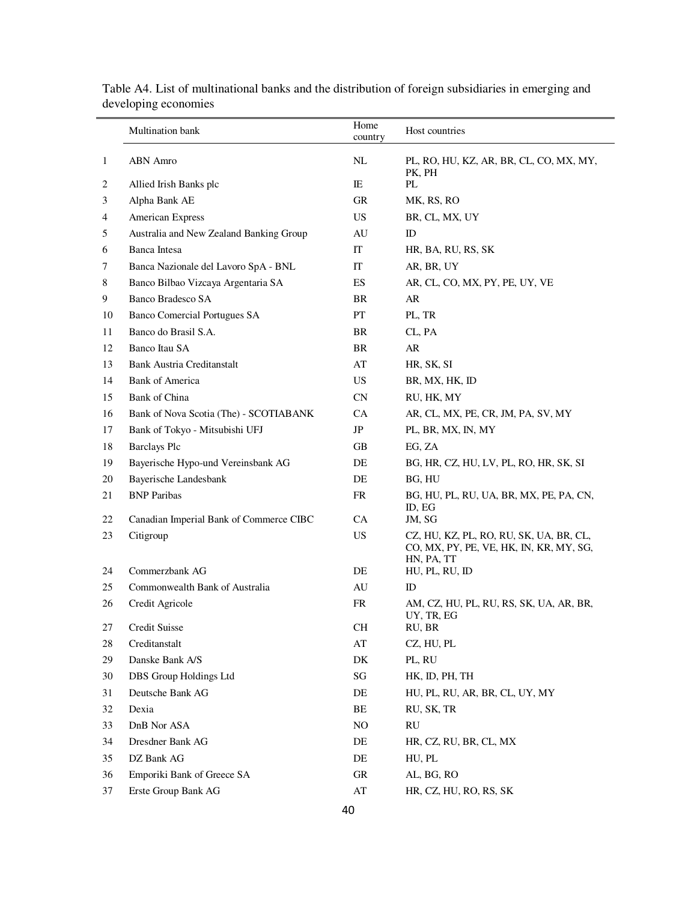Table A4. List of multinational banks and the distribution of foreign subsidiaries in emerging and developing economies

| | Multination bank | Home country | Host countries |
|---|---|---|---|
| 1 | ABN Amro | NL | PL, RO, HU, KZ, AR, BR, CL, CO, MX, MY, PK, PH |
| 2 | Allied Irish Banks plc | IE | PL |
| 3 | Alpha Bank AE | GR | MK, RS, RO |
| 4 | American Express | US | BR, CL, MX, UY |
| 5 | Australia and New Zealand Banking Group | AU | ID |
| 6 | Banca Intesa | IT | HR, BA, RU, RS, SK |
| 7 | Banca Nazionale del Lavoro SpA - BNL | IT | AR, BR, UY |
| 8 | Banco Bilbao Vizcaya Argentaria SA | ES | AR, CL, CO, MX, PY, PE, UY, VE |
| 9 | Banco Bradesco SA | BR | AR |
| 10 | Banco Comercial Portugues SA | PT | PL, TR |
| 11 | Banco do Brasil S.A. | BR | CL, PA |
| 12 | Banco Itau SA | BR | AR |
| 13 | Bank Austria Creditanstalt | AT | HR, SK, SI |
| 14 | Bank of America | US | BR, MX, HK, ID |
| 15 | Bank of China | CN | RU, HK, MY |
| 16 | Bank of Nova Scotia (The) - SCOTIABANK | CA | AR, CL, MX, PE, CR, JM, PA, SV, MY |
| 17 | Bank of Tokyo - Mitsubishi UFJ | JP | PL, BR, MX, IN, MY |
| 18 | Barclays Plc | GB | EG, ZA |
| 19 | Bayerische Hypo-und Vereinsbank AG | DE | BG, HR, CZ, HU, LV, PL, RO, HR, SK, SI |
| 20 | Bayerische Landesbank | DE | BG, HU |
| 21 | BNP Paribas | FR | BG, HU, PL, RU, UA, BR, MX, PE, PA, CN, ID, EG |
| 22 | Canadian Imperial Bank of Commerce CIBC | CA | JM, SG |
| 23 | Citigroup | US | CZ, HU, KZ, PL, RO, RU, SK, UA, BR, CL, CO, MX, PY, PE, VE, HK, IN, KR, MY, SG, HN, PA, TT |
| 24 | Commerzbank AG | DE | HU, PL, RU, ID |
| 25 | Commonwealth Bank of Australia | AU | ID |
| 26 | Credit Agricole | FR | AM, CZ, HU, PL, RU, RS, SK, UA, AR, BR, UY, TR, EG |
| 27 | Credit Suisse | CH | RU, BR |
| 28 | Creditanstalt | AT | CZ, HU, PL |
| 29 | Danske Bank A/S | DK | PL, RU |
| 30 | DBS Group Holdings Ltd | SG | HK, ID, PH, TH |
| 31 | Deutsche Bank AG | DE | HU, PL, RU, AR, BR, CL, UY, MY |
| 32 | Dexia | BE | RU, SK, TR |
| 33 | DnB Nor ASA | NO | RU |
| 34 | Dresdner Bank AG | DE | HR, CZ, RU, BR, CL, MX |
| 35 | DZ Bank AG | DE | HU, PL |
| 36 | Emporiki Bank of Greece SA | GR | AL, BG, RO |
| 37 | Erste Group Bank AG | AT | HR, CZ, HU, RO, RS, SK |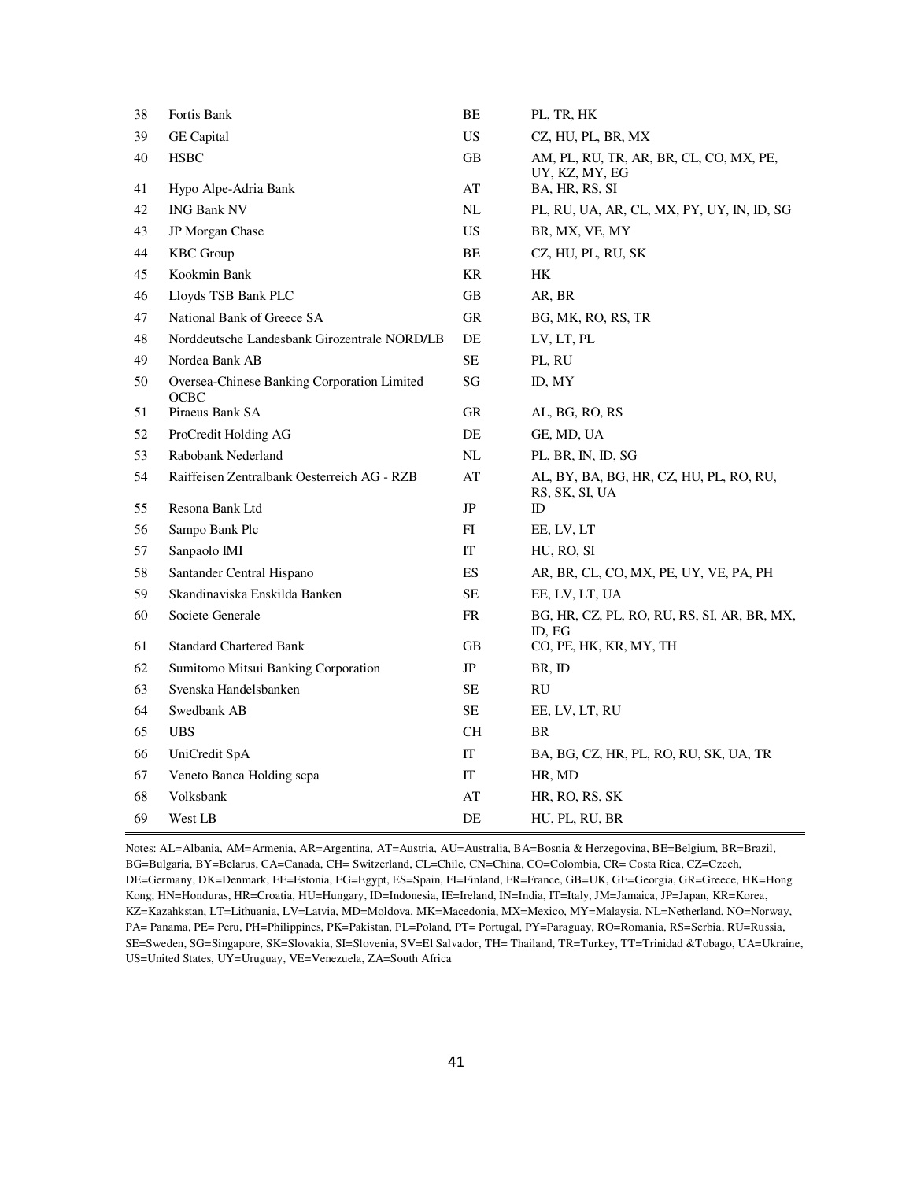| 38 | Fortis Bank | BE | PL, TR, HK |
|---|---|---|---|
| 39 | GE Capital | US | CZ, HU, PL, BR, MX |
| 40 | HSBC | GB | AM, PL, RU, TR, AR, BR, CL, CO, MX, PE, UY, KZ, MY, EG |
| 41 | Hypo Alpe-Adria Bank | AT | BA, HR, RS, SI |
| 42 | ING Bank NV | NL | PL, RU, UA, AR, CL, MX, PY, UY, IN, ID, SG |
| 43 | JP Morgan Chase | US | BR, MX, VE, MY |
| 44 | KBC Group | BE | CZ, HU, PL, RU, SK |
| 45 | Kookmin Bank | KR | HK |
| 46 | Lloyds TSB Bank PLC | GB | AR, BR |
| 47 | National Bank of Greece SA | GR | BG, MK, RO, RS, TR |
| 48 | Norddeutsche Landesbank Girozentrale NORD/LB | DE | LV, LT, PL |
| 49 | Nordea Bank AB | SE | PL, RU |
| 50 | Oversea-Chinese Banking Corporation Limited OCBC | SG | ID, MY |
| 51 | Piraeus Bank SA | GR | AL, BG, RO, RS |
| 52 | ProCredit Holding AG | DE | GE, MD, UA |
| 53 | Rabobank Nederland | NL | PL, BR, IN, ID, SG |
| 54 | Raiffeisen Zentralbank Oesterreich AG - RZB | AT | AL, BY, BA, BG, HR, CZ, HU, PL, RO, RU, RS, SK, SI, UA |
| 55 | Resona Bank Ltd | JP | ID |
| 56 | Sampo Bank Plc | FI | EE, LV, LT |
| 57 | Sanpaolo IMI | IT | HU, RO, SI |
| 58 | Santander Central Hispano | ES | AR, BR, CL, CO, MX, PE, UY, VE, PA, PH |
| 59 | Skandinaviska Enskilda Banken | SE | EE, LV, LT, UA |
| 60 | Societe Generale | FR | BG, HR, CZ, PL, RO, RU, RS, SI, AR, BR, MX, ID, EG |
| 61 | Standard Chartered Bank | GB | CO, PE, HK, KR, MY, TH |
| 62 | Sumitomo Mitsui Banking Corporation | JP | BR, ID |
| 63 | Svenska Handelsbanken | SE | RU |
| 64 | Swedbank AB | SE | EE, LV, LT, RU |
| 65 | UBS | CH | BR |
| 66 | UniCredit SpA | IT | BA, BG, CZ, HR, PL, RO, RU, SK, UA, TR |
| 67 | Veneto Banca Holding scpa | IT | HR, MD |
| 68 | Volksbank | AT | HR, RO, RS, SK |
| 69 | West LB | DE | HU, PL, RU, BR |

Notes: AL=Albania, AM=Armenia, AR=Argentina, AT=Austria, AU=Australia, BA=Bosnia & Herzegovina, BE=Belgium, BR=Brazil, BG=Bulgaria, BY=Belarus, CA=Canada, CH= Switzerland, CL=Chile, CN=China, CO=Colombia, CR= Costa Rica, CZ=Czech, DE=Germany, DK=Denmark, EE=Estonia, EG=Egypt, ES=Spain, FI=Finland, FR=France, GB=UK, GE=Georgia, GR=Greece, HK=Hong Kong, HN=Honduras, HR=Croatia, HU=Hungary, ID=Indonesia, IE=Ireland, IN=India, IT=Italy, JM=Jamaica, JP=Japan, KR=Korea, KZ=Kazahkstan, LT=Lithuania, LV=Latvia, MD=Moldova, MK=Macedonia, MX=Mexico, MY=Malaysia, NL=Netherland, NO=Norway, PA= Panama, PE= Peru, PH=Philippines, PK=Pakistan, PL=Poland, PT= Portugal, PY=Paraguay, RO=Romania, RS=Serbia, RU=Russia, SE=Sweden, SG=Singapore, SK=Slovakia, SI=Slovenia, SV=El Salvador, TH= Thailand, TR=Turkey, TT=Trinidad &Tobago, UA=Ukraine, US=United States, UY=Uruguay, VE=Venezuela, ZA=South Africa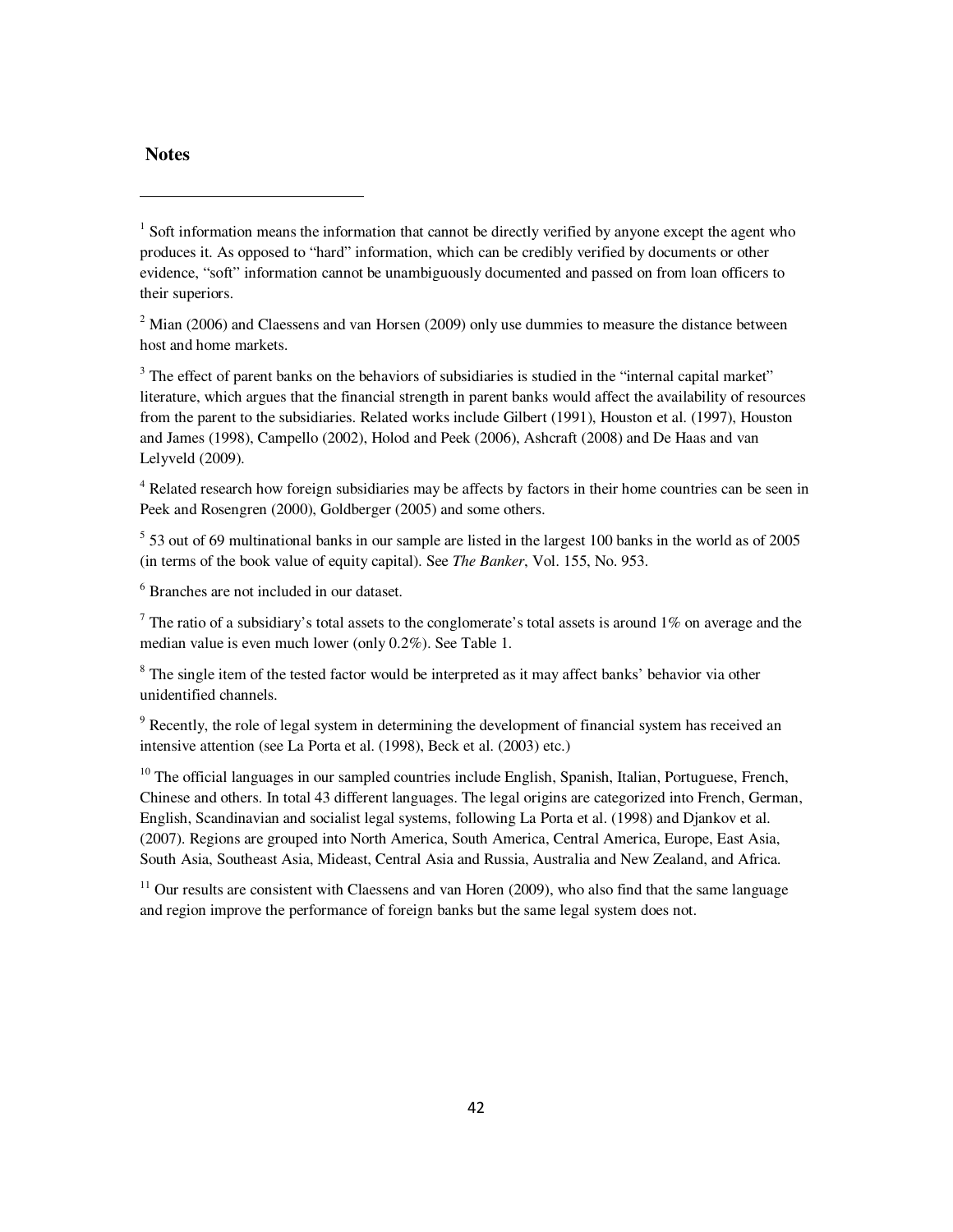## Notes

---

[1] Soft information means the information that cannot be directly verified by anyone except the agent who produces it. As opposed to "hard" information, which can be credibly verified by documents or other evidence, "soft" information cannot be unambiguously documented and passed on from loan officers to their superiors.

[2] Mian (2006) and Claessens and van Horsen (2009) only use dummies to measure the distance between host and home markets.

[3] The effect of parent banks on the behaviors of subsidiaries is studied in the "internal capital market" literature, which argues that the financial strength in parent banks would affect the availability of resources from the parent to the subsidiaries. Related works include Gilbert (1991), Houston et al. (1997), Houston and James (1998), Campello (2002), Holod and Peek (2006), Ashcraft (2008) and De Haas and van Lelyveld (2009).

[4] Related research how foreign subsidiaries may be affects by factors in their home countries can be seen in Peek and Rosengren (2000), Goldberger (2005) and some others.

[5] 53 out of 69 multinational banks in our sample are listed in the largest 100 banks in the world as of 2005 (in terms of the book value of equity capital). See *The Banker*, Vol. 155, No. 953.

[6] Branches are not included in our dataset.

[7] The ratio of a subsidiary's total assets to the conglomerate's total assets is around 1% on average and the median value is even much lower (only 0.2%). See Table 1.

[8] The single item of the tested factor would be interpreted as it may affect banks' behavior via other unidentified channels.

[9] Recently, the role of legal system in determining the development of financial system has received an intensive attention (see La Porta et al. (1998), Beck et al. (2003) etc.)

[10] The official languages in our sampled countries include English, Spanish, Italian, Portuguese, French, Chinese and others. In total 43 different languages. The legal origins are categorized into French, German, English, Scandinavian and socialist legal systems, following La Porta et al. (1998) and Djankov et al. (2007). Regions are grouped into North America, South America, Central America, Europe, East Asia, South Asia, Southeast Asia, Mideast, Central Asia and Russia, Australia and New Zealand, and Africa.

[11] Our results are consistent with Claessens and van Horen (2009), who also find that the same language and region improve the performance of foreign banks but the same legal system does not.